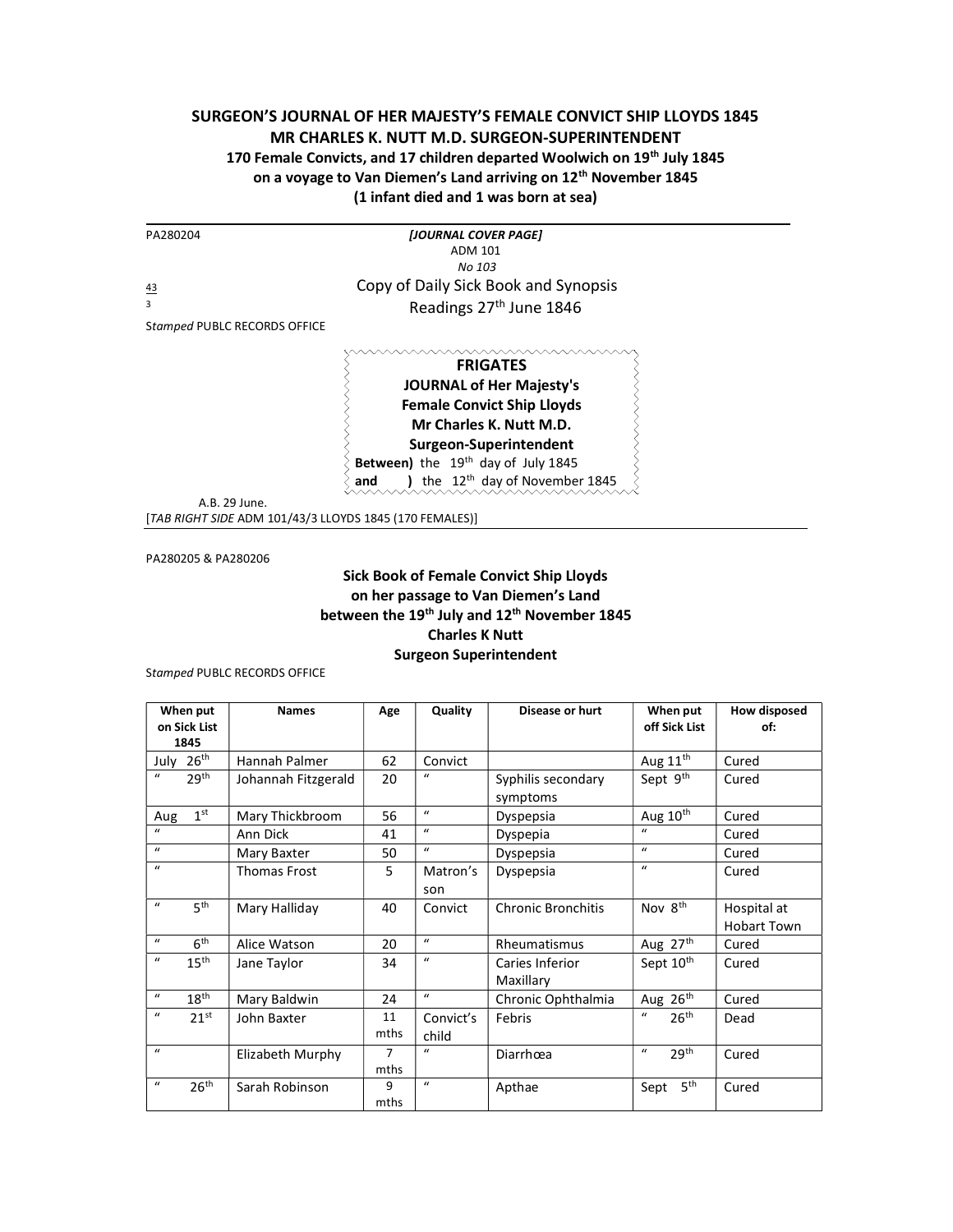**SURGEON'S JOURNAL OF HER MAJESTY'S FEMALE CONVICT SHIP LLOYDS 1845**
**MR CHARLES K. NUTT M.D. SURGEON-SUPERINTENDENT**
**170 Female Convicts, and 17 children departed Woolwich on 19th July 1845**
**on a voyage to Van Diemen's Land arriving on 12th November 1845**
**(1 infant died and 1 was born at sea)**

---

PA280204

***[JOURNAL COVER PAGE]***
ADM 101
*No 103*

43
3

Copy of Daily Sick Book and Synopsis
Readings 27th June 1846

S*tamped* PUBLC RECORDS OFFICE

**FRIGATES**
**JOURNAL of Her Majesty's**
**Female Convict Ship Lloyds**
**Mr Charles K. Nutt M.D.**
**Surgeon-Superintendent**
**Between)** the 19th day of July 1845
**and )** the 12th day of November 1845

A.B. 29 June.

[*TAB RIGHT SIDE* ADM 101/43/3 LLOYDS 1845 (170 FEMALES)]

---

PA280205 & PA280206

**Sick Book of Female Convict Ship Lloyds**
**on her passage to Van Diemen's Land**
**between the 19th July and 12th November 1845**
**Charles K Nutt**
**Surgeon Superintendent**

S*tamped* PUBLC RECORDS OFFICE

| When put on Sick List 1845 | Names | Age | Quality | Disease or hurt | When put off Sick List | How disposed of: |
|---|---|---|---|---|---|---|
| July 26th | Hannah Palmer | 62 | Convict | | Aug 11th | Cured |
| " 29th | Johannah Fitzgerald | 20 | " | Syphilis secondary symptoms | Sept 9th | Cured |
| Aug 1st | Mary Thickbroom | 56 | " | Dyspepsia | Aug 10th | Cured |
| " | Ann Dick | 41 | " | Dyspepsia | " | Cured |
| " | Mary Baxter | 50 | " | Dyspepsia | " | Cured |
| " | Thomas Frost | 5 | Matron's son | Dyspepsia | " | Cured |
| " 5th | Mary Halliday | 40 | Convict | Chronic Bronchitis | Nov 8th | Hospital at Hobart Town |
| " 6th | Alice Watson | 20 | " | Rheumatismus | Aug 27th | Cured |
| " 15th | Jane Taylor | 34 | " | Caries Inferior Maxillary | Sept 10th | Cured |
| " 18th | Mary Baldwin | 24 | " | Chronic Ophthalmia | Aug 26th | Cured |
| " 21st | John Baxter | 11 mths | Convict's child | Febris | " 26th | Dead |
| " | Elizabeth Murphy | 7 mths | " | Diarrhœa | " 29th | Cured |
| " 26th | Sarah Robinson | 9 mths | " | Apthae | Sept 5th | Cured |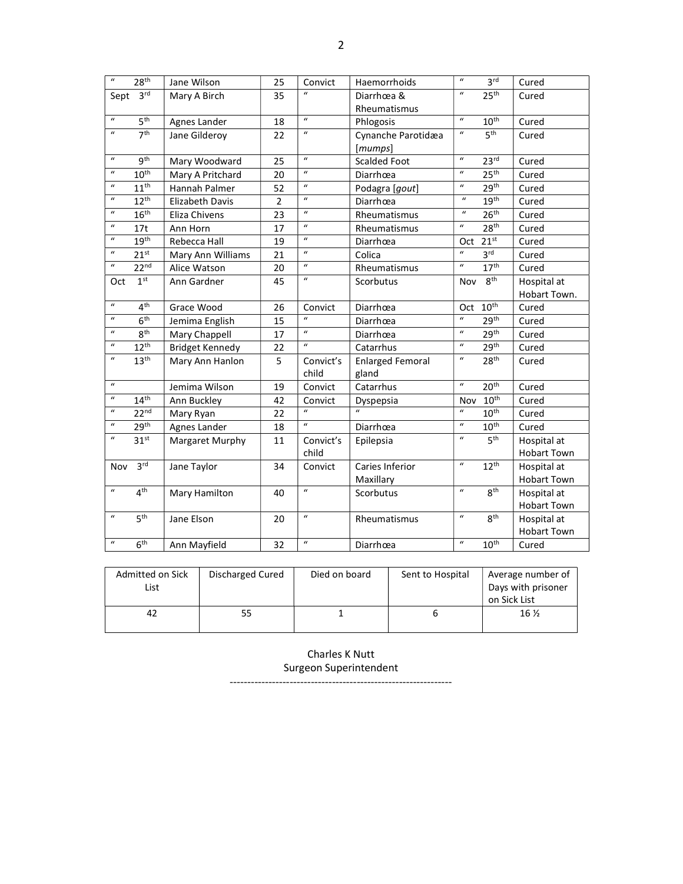| " 28th | Jane Wilson | 25 | Convict | Haemorrhoids | " 3rd | Cured |
|---|---|---|---|---|---|---|
| Sept 3rd | Mary A Birch | 35 | " | Diarrhœa & Rheumatismus | " 25th | Cured |
| " 5th | Agnes Lander | 18 | " | Phlogosis | " 10th | Cured |
| " 7th | Jane Gilderoy | 22 | " | Cynanche Parotidæa [*mumps*] | " 5th | Cured |
| " 9th | Mary Woodward | 25 | " | Scalded Foot | " 23rd | Cured |
| " 10th | Mary A Pritchard | 20 | " | Diarrhœa | " 25th | Cured |
| " 11th | Hannah Palmer | 52 | " | Podagra [*gout*] | " 29th | Cured |
| " 12th | Elizabeth Davis | 2 | " | Diarrhœa | " 19th | Cured |
| " 16th | Eliza Chivens | 23 | " | Rheumatismus | " 26th | Cured |
| " 17t | Ann Horn | 17 | " | Rheumatismus | " 28th | Cured |
| " 19th | Rebecca Hall | 19 | " | Diarrhœa | Oct 21st | Cured |
| " 21st | Mary Ann Williams | 21 | " | Colica | " 3rd | Cured |
| " 22nd | Alice Watson | 20 | " | Rheumatismus | " 17th | Cured |
| Oct 1st | Ann Gardner | 45 | " | Scorbutus | Nov 8th | Hospital at Hobart Town. |
| " 4th | Grace Wood | 26 | Convict | Diarrhœa | Oct 10th | Cured |
| " 6th | Jemima English | 15 | " | Diarrhœa | " 29th | Cured |
| " 8th | Mary Chappell | 17 | " | Diarrhœa | " 29th | Cured |
| " 12th | Bridget Kennedy | 22 | " | Catarrhus | " 29th | Cured |
| " 13th | Mary Ann Hanlon | 5 | Convict's child | Enlarged Femoral gland | " 28th | Cured |
| " | Jemima Wilson | 19 | Convict | Catarrhus | " 20th | Cured |
| " 14th | Ann Buckley | 42 | Convict | Dyspepsia | Nov 10th | Cured |
| " 22nd | Mary Ryan | 22 | " | " | " 10th | Cured |
| " 29th | Agnes Lander | 18 | " | Diarrhœa | " 10th | Cured |
| " 31st | Margaret Murphy | 11 | Convict's child | Epilepsia | " 5th | Hospital at Hobart Town |
| Nov 3rd | Jane Taylor | 34 | Convict | Caries Inferior Maxillary | " 12th | Hospital at Hobart Town |
| " 4th | Mary Hamilton | 40 | " | Scorbutus | " 8th | Hospital at Hobart Town |
| " 5th | Jane Elson | 20 | " | Rheumatismus | " 8th | Hospital at Hobart Town |
| " 6th | Ann Mayfield | 32 | " | Diarrhœa | " 10th | Cured |

| Admitted on Sick List | Discharged Cured | Died on board | Sent to Hospital | Average number of Days with prisoner on Sick List |
|---|---|---|---|---|
| 42 | 55 | 1 | 6 | 16 ½ |

Charles K Nutt
Surgeon Superintendent

---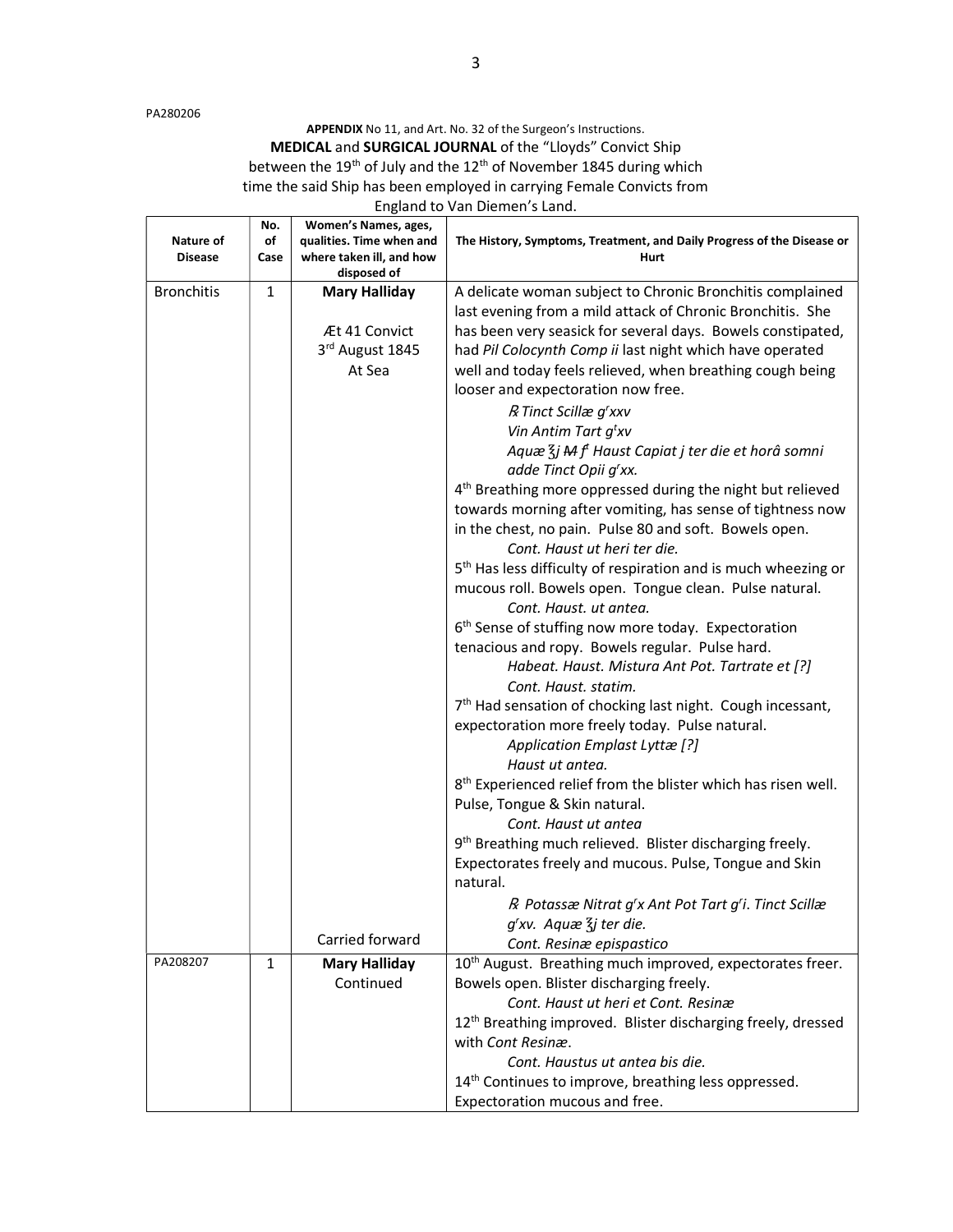PA280206

**APPENDIX** No 11, and Art. No. 32 of the Surgeon's Instructions.

**MEDICAL** and **SURGICAL JOURNAL** of the "Lloyds" Convict Ship between the 19th of July and the 12th of November 1845 during which time the said Ship has been employed in carrying Female Convicts from England to Van Diemen's Land.

| Nature of Disease | No. of Case | Women's Names, ages, qualities. Time when and where taken ill, and how disposed of | The History, Symptoms, Treatment, and Daily Progress of the Disease or Hurt |
|---|---|---|---|
| Bronchitis | 1 | **Mary Halliday**<br><br>Æt 41 Convict<br>3rd August 1845<br>At Sea | A delicate woman subject to Chronic Bronchitis complained last evening from a mild attack of Chronic Bronchitis. She has been very seasick for several days. Bowels constipated, had *Pil Colocynth Comp ii* last night which have operated well and today feels relieved, when breathing cough being looser and expectoration now free.<br>*℞ Tinct Scillæ gʳxxv*<br>*Vin Antim Tart gᵗxv*<br>*Aquæ ℥j ~~M~~ fᵗ Haust Capiat j ter die et horâ somni adde Tinct Opii gʳxx.*<br>4th Breathing more oppressed during the night but relieved towards morning after vomiting, has sense of tightness now in the chest, no pain. Pulse 80 and soft. Bowels open.<br>*Cont. Haust ut heri ter die.*<br>5th Has less difficulty of respiration and is much wheezing or mucous roll. Bowels open. Tongue clean. Pulse natural.<br>*Cont. Haust. ut antea.*<br>6th Sense of stuffing now more today. Expectoration tenacious and ropy. Bowels regular. Pulse hard.<br>*Habeat. Haust. Mistura Ant Pot. Tartrate et [?]*<br>*Cont. Haust. statim.*<br>7th Had sensation of chocking last night. Cough incessant, expectoration more freely today. Pulse natural.<br>*Application Emplast Lyttæ [?]*<br>*Haust ut antea.*<br>8th Experienced relief from the blister which has risen well. Pulse, Tongue & Skin natural.<br>*Cont. Haust ut antea*<br>9th Breathing much relieved. Blister discharging freely. Expectorates freely and mucous. Pulse, Tongue and Skin natural.<br>*℞ Potassæ Nitrat gʳx Ant Pot Tart gʳi. Tinct Scillæ gʳxv. Aquæ ℥j ter die.*<br>*Cont. Resinæ epispastico* |
| | | Carried forward | |
| PA208207 | 1 | **Mary Halliday**<br>Continued | 10th August. Breathing much improved, expectorates freer. Bowels open. Blister discharging freely.<br>*Cont. Haust ut heri et Cont. Resinæ*<br>12th Breathing improved. Blister discharging freely, dressed with *Cont Resinæ*.<br>*Cont. Haustus ut antea bis die.*<br>14th Continues to improve, breathing less oppressed. Expectoration mucous and free. |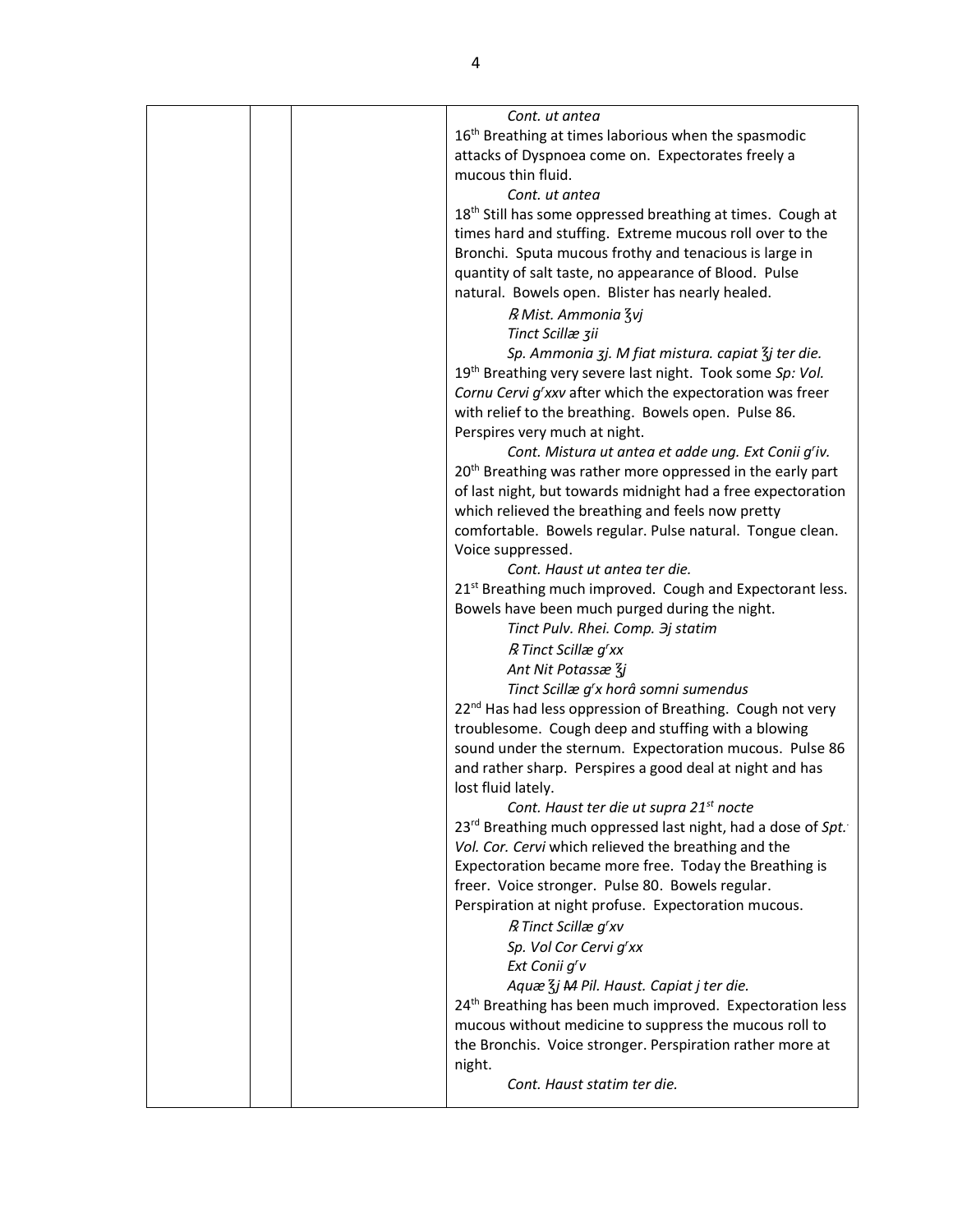| | | | *Cont. ut antea*<br>16th Breathing at times laborious when the spasmodic attacks of Dyspnoea come on. Expectorates freely a mucous thin fluid.<br>*Cont. ut antea*<br>18th Still has some oppressed breathing at times. Cough at times hard and stuffing. Extreme mucous roll over to the Bronchi. Sputa mucous frothy and tenacious is large in quantity of salt taste, no appearance of Blood. Pulse natural. Bowels open. Blister has nearly healed.<br>*℞ Mist. Ammonia ℥vj*<br>*Tinct Scillæ ʒii*<br>*Sp. Ammonia ʒj. M fiat mistura. capiat ℥j ter die.*<br>19th Breathing very severe last night. Took some *Sp: Vol. Cornu Cervi grxxv* after which the expectoration was freer with relief to the breathing. Bowels open. Pulse 86. Perspires very much at night.<br>*Cont. Mistura ut antea et adde ung. Ext Conii griv.*<br>20th Breathing was rather more oppressed in the early part of last night, but towards midnight had a free expectoration which relieved the breathing and feels now pretty comfortable. Bowels regular. Pulse natural. Tongue clean. Voice suppressed.<br>*Cont. Haust ut antea ter die.*<br>21st Breathing much improved. Cough and Expectorant less. Bowels have been much purged during the night.<br>*Tinct Pulv. Rhei. Comp. ℈j statim*<br>*℞ Tinct Scillæ grxx*<br>*Ant Nit Potassæ ℥j*<br>*Tinct Scillæ grx horâ somni sumendus*<br>22nd Has had less oppression of Breathing. Cough not very troublesome. Cough deep and stuffing with a blowing sound under the sternum. Expectoration mucous. Pulse 86 and rather sharp. Perspires a good deal at night and has lost fluid lately.<br>*Cont. Haust ter die ut supra 21st nocte*<br>23rd Breathing much oppressed last night, had a dose of *Spt. Vol. Cor. Cervi* which relieved the breathing and the Expectoration became more free. Today the Breathing is freer. Voice stronger. Pulse 80. Bowels regular. Perspiration at night profuse. Expectoration mucous.<br>*℞ Tinct Scillæ grxv*<br>*Sp. Vol Cor Cervi grxx*<br>*Ext Conii grv*<br>*Aquæ ℥j ~~M~~ Pil. Haust. Capiat j ter die.*<br>24th Breathing has been much improved. Expectoration less mucous without medicine to suppress the mucous roll to the Bronchis. Voice stronger. Perspiration rather more at night.<br>*Cont. Haust statim ter die.* |
|---|---|---|---|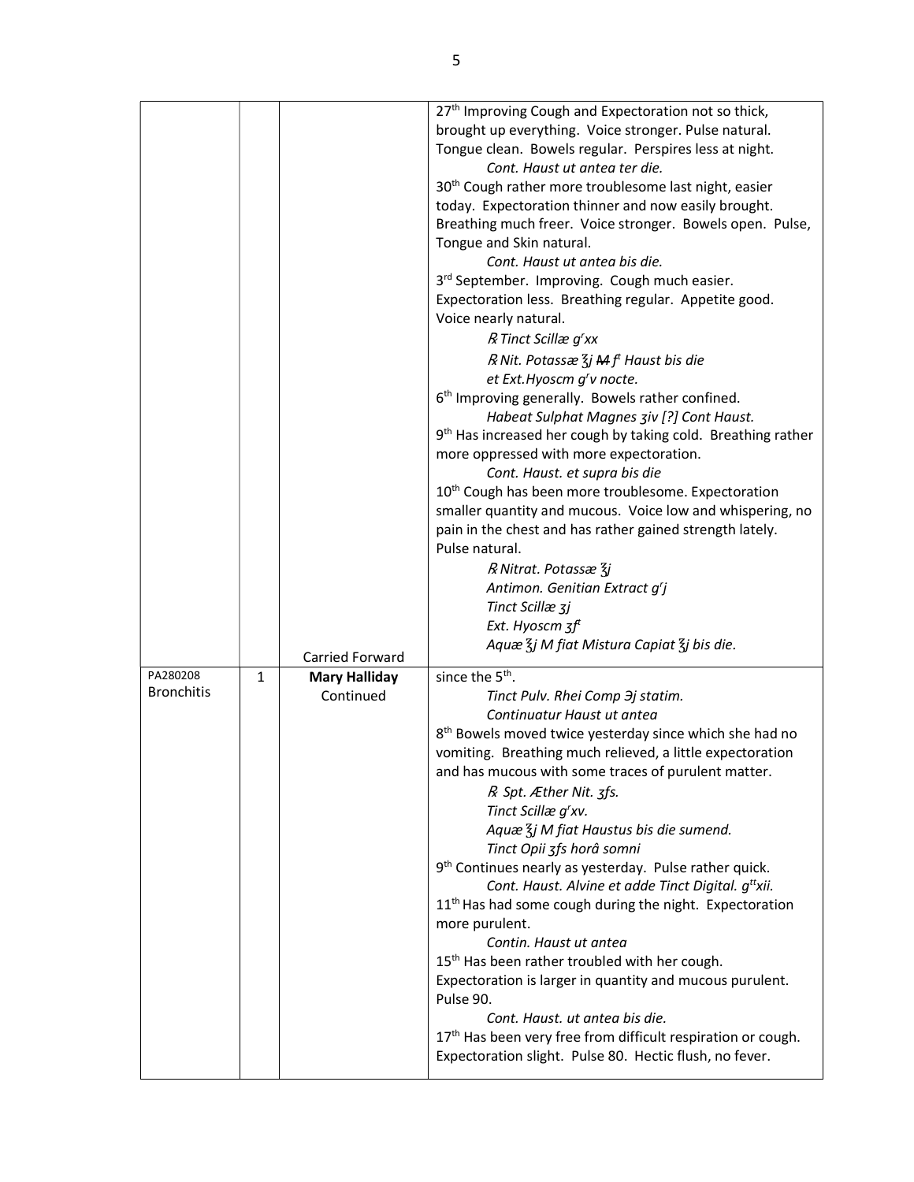| | | | |
|---|---|---|---|
| | | | 27th Improving Cough and Expectoration not so thick, brought up everything. Voice stronger. Pulse natural. Tongue clean. Bowels regular. Perspires less at night.<br>*Cont. Haust ut antea ter die.*<br>30th Cough rather more troublesome last night, easier today. Expectoration thinner and now easily brought. Breathing much freer. Voice stronger. Bowels open. Pulse, Tongue and Skin natural.<br>*Cont. Haust ut antea bis die.*<br>3rd September. Improving. Cough much easier. Expectoration less. Breathing regular. Appetite good. Voice nearly natural.<br>*℞ Tinct Scillæ gʳxx*<br>*℞ Nit. Potassæ ℥j ~~M~~ fᵗ Haust bis die*<br>*et Ext.Hyoscm gʳv nocte.*<br>6th Improving generally. Bowels rather confined.<br>*Habeat Sulphat Magnes ʒiv [?] Cont Haust.*<br>9th Has increased her cough by taking cold. Breathing rather more oppressed with more expectoration.<br>*Cont. Haust. et supra bis die*<br>10th Cough has been more troublesome. Expectoration smaller quantity and mucous. Voice low and whispering, no pain in the chest and has rather gained strength lately. Pulse natural.<br>*℞ Nitrat. Potassæ ℥j*<br>*Antimon. Genitian Extract gʳj*<br>*Tinct Scillæ ʒj*<br>*Ext. Hyoscm ʒfᵗ*<br>*Aquæ ℥j M fiat Mistura Capiat ℥j bis die.* |
| | | Carried Forward | |
| PA280208<br>Bronchitis | 1 | **Mary Halliday**<br>Continued | since the 5th.<br>*Tinct Pulv. Rhei Comp ℈j statim.*<br>*Continuatur Haust ut antea*<br>8th Bowels moved twice yesterday since which she had no vomiting. Breathing much relieved, a little expectoration and has mucous with some traces of purulent matter.<br>*℞ Spt. Æther Nit. ʒfs.*<br>*Tinct Scillæ gʳxv.*<br>*Aquæ ℥j M fiat Haustus bis die sumend.*<br>*Tinct Opii ʒfs horâ somni*<br>9th Continues nearly as yesterday. Pulse rather quick.<br>*Cont. Haust. Alvine et adde Tinct Digital. gᵗᵗxii.*<br>11th Has had some cough during the night. Expectoration more purulent.<br>*Contin. Haust ut antea*<br>15th Has been rather troubled with her cough. Expectoration is larger in quantity and mucous purulent. Pulse 90.<br>*Cont. Haust. ut antea bis die.*<br>17th Has been very free from difficult respiration or cough. Expectoration slight. Pulse 80. Hectic flush, no fever. |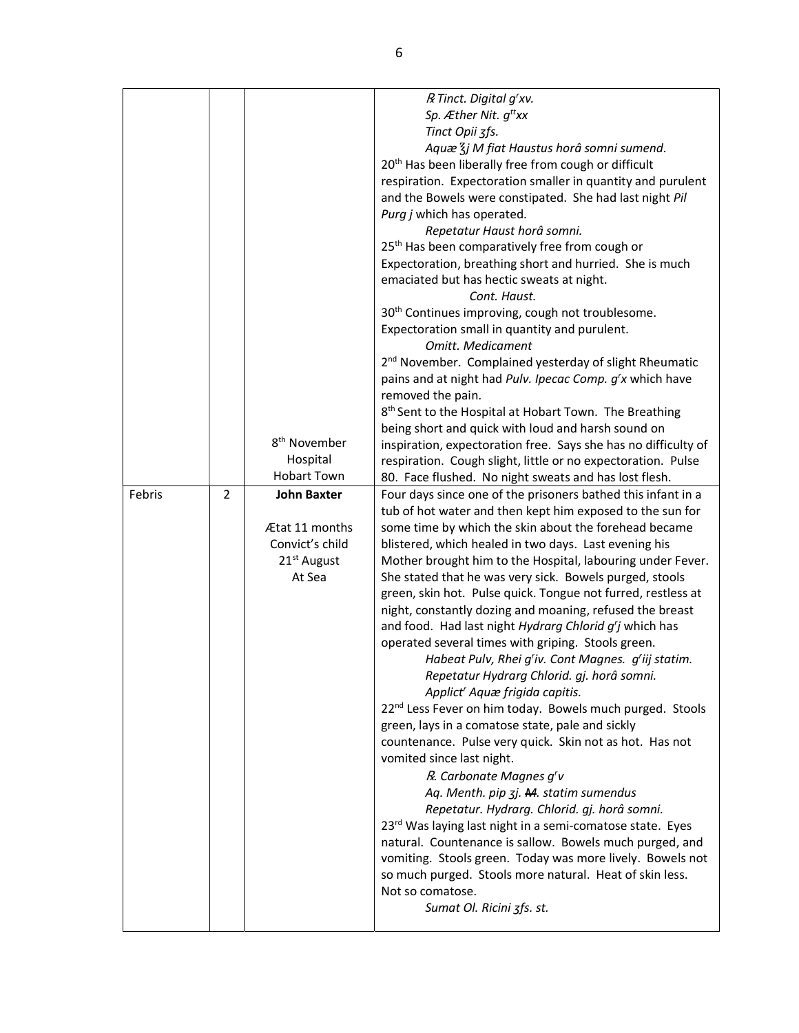| | | | |
|---|---|---|---|
| | | | *℞ Tinct. Digital g^r xv.*<br>*Sp. Æther Nit. g^tt xx*<br>*Tinct Opii ʒfs.*<br>*Aquæ ℥j M fiat Haustus horâ somni sumend.*<br>20th Has been liberally free from cough or difficult respiration. Expectoration smaller in quantity and purulent and the Bowels were constipated. She had last night *Pil Purg j* which has operated.<br>*Repetatur Haust horâ somni.*<br>25th Has been comparatively free from cough or Expectoration, breathing short and hurried. She is much emaciated but has hectic sweats at night.<br>*Cont. Haust.*<br>30th Continues improving, cough not troublesome. Expectoration small in quantity and purulent.<br>*Omitt. Medicament*<br>2nd November. Complained yesterday of slight Rheumatic pains and at night had *Pulv. Ipecac Comp. g^r x* which have removed the pain.<br>8th Sent to the Hospital at Hobart Town. The Breathing being short and quick with loud and harsh sound on inspiration, expectoration free. Says she has no difficulty of respiration. Cough slight, little or no expectoration. Pulse 80. Face flushed. No night sweats and has lost flesh. |
| | | 8th November<br>Hospital<br>Hobart Town | |
| Febris | 2 | **John Baxter**<br><br>Ætat 11 months<br>Convict's child<br>21st August<br>At Sea | Four days since one of the prisoners bathed this infant in a tub of hot water and then kept him exposed to the sun for some time by which the skin about the forehead became blistered, which healed in two days. Last evening his Mother brought him to the Hospital, labouring under Fever. She stated that he was very sick. Bowels purged, stools green, skin hot. Pulse quick. Tongue not furred, restless at night, constantly dozing and moaning, refused the breast and food. Had last night *Hydrarg Chlorid g^r j* which has operated several times with griping. Stools green.<br>*Habeat Pulv, Rhei g^r iv. Cont Magnes. g^r iij statim.*<br>*Repetatur Hydrarg Chlorid. gj. horâ somni.*<br>*Applic^t Aquæ frigida capitis.*<br>22nd Less Fever on him today. Bowels much purged. Stools green, lays in a comatose state, pale and sickly countenance. Pulse very quick. Skin not as hot. Has not vomited since last night.<br>*℞. Carbonate Magnes g^r v*<br>*Aq. Menth. pip ʒj. ~~M~~. statim sumendus*<br>*Repetatur. Hydrarg. Chlorid. gj. horâ somni.*<br>23rd Was laying last night in a semi-comatose state. Eyes natural. Countenance is sallow. Bowels much purged, and vomiting. Stools green. Today was more lively. Bowels not so much purged. Stools more natural. Heat of skin less. Not so comatose.<br>*Sumat Ol. Ricini ʒfs. st.* |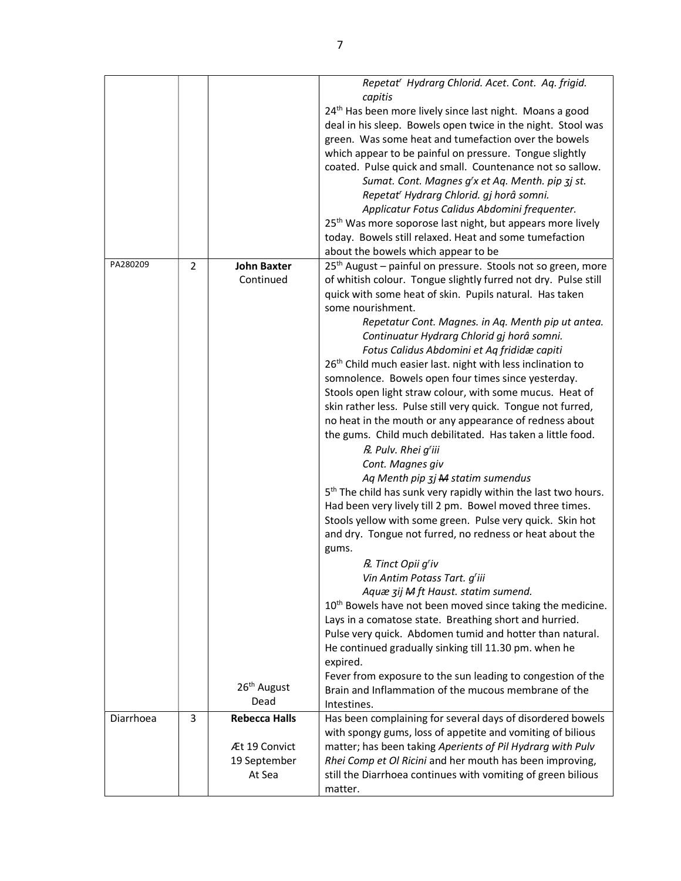| | | | |
|---|---|---|---|
| | | | *Repetat<sup></sup>r Hydrarg Chlorid. Acet. Cont. Aq. frigid. capitis*<br>24th Has been more lively since last night. Moans a good deal in his sleep. Bowels open twice in the night. Stool was green. Was some heat and tumefaction over the bowels which appear to be painful on pressure. Tongue slightly coated. Pulse quick and small. Countenance not so sallow.<br>*Sumat. Cont. Magnes gʳx et Aq. Menth. pip ʒj st.*<br>*Repetatʳ Hydrarg Chlorid. gj horâ somni.*<br>*Applicatur Fotus Calidus Abdomini frequenter.*<br>25th Was more soporose last night, but appears more lively today. Bowels still relaxed. Heat and some tumefaction about the bowels which appear to be |
| PA280209 | 2 | **John Baxter**<br>Continued<br><br>26th August<br>Dead | 25th August – painful on pressure. Stools not so green, more of whitish colour. Tongue slightly furred not dry. Pulse still quick with some heat of skin. Pupils natural. Has taken some nourishment.<br>*Repetatur Cont. Magnes. in Aq. Menth pip ut antea.*<br>*Continuatur Hydrarg Chlorid gj horâ somni.*<br>*Fotus Calidus Abdomini et Aq fridid æ capiti*<br>26th Child much easier last. night with less inclination to somnolence. Bowels open four times since yesterday. Stools open light straw colour, with some mucus. Heat of skin rather less. Pulse still very quick. Tongue not furred, no heat in the mouth or any appearance of redness about the gums. Child much debilitated. Has taken a little food.<br>*℞. Pulv. Rhei gʳiii*<br>*Cont. Magnes giv*<br>*Aq Menth pip ʒj M statim sumendus*<br>5th The child has sunk very rapidly within the last two hours. Had been very lively till 2 pm. Bowel moved three times. Stools yellow with some green. Pulse very quick. Skin hot and dry. Tongue not furred, no redness or heat about the gums.<br>*℞. Tinct Opii gʳiv*<br>*Vin Antim Potass Tart. gʳiii*<br>*Aquæ ʒij M ft Haust. statim sumend.*<br>10th Bowels have not been moved since taking the medicine. Lays in a comatose state. Breathing short and hurried. Pulse very quick. Abdomen tumid and hotter than natural. He continued gradually sinking till 11.30 pm. when he expired.<br>Fever from exposure to the sun leading to congestion of the Brain and Inflammation of the mucous membrane of the Intestines. |
| Diarrhoea | 3 | **Rebecca Halls**<br><br>Æt 19 Convict<br>19 September<br>At Sea | Has been complaining for several days of disordered bowels with spongy gums, loss of appetite and vomiting of bilious matter; has been taking *Aperients of Pil Hydrarg with Pulv Rhei Comp et Ol Ricini* and her mouth has been improving, still the Diarrhoea continues with vomiting of green bilious matter. |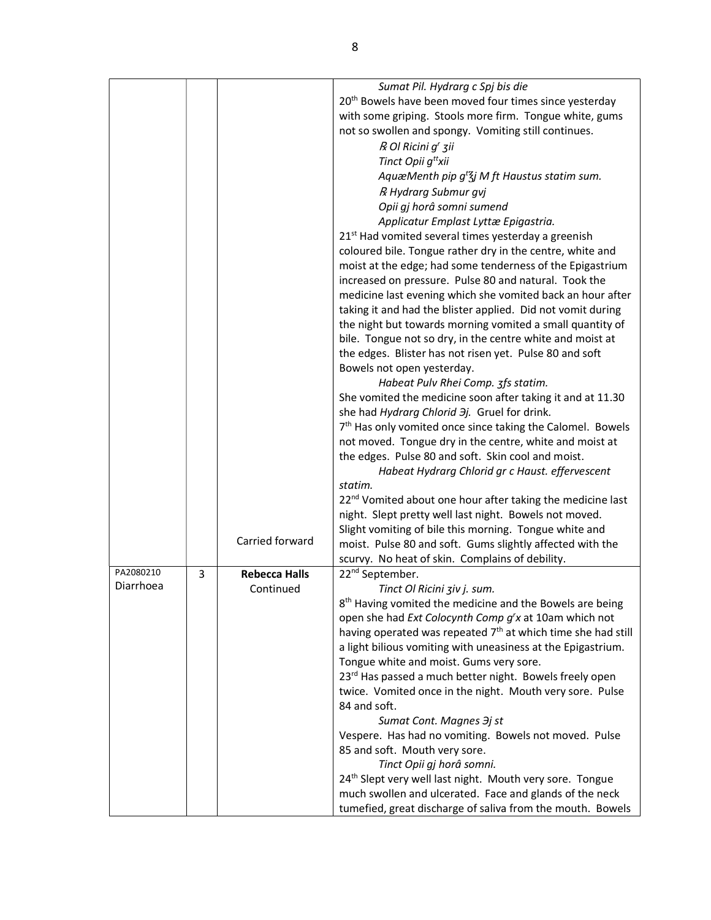| | | | |
|---|---|---|---|
| | | Carried forward | *Sumat Pil. Hydrarg c Spj bis die*<br>20th Bowels have been moved four times since yesterday with some griping. Stools more firm. Tongue white, gums not so swollen and spongy. Vomiting still continues.<br>*℞ Ol Ricini gr ʒii*<br>*Tinct Opii gtt xii*<br>*AquæMenth pip gt ℥j M ft Haustus statim sum.*<br>*℞ Hydrarg Submur gvj*<br>*Opii gj horâ somni sumend*<br>*Applicatur Emplast Lyttæ Epigastria.*<br>21st Had vomited several times yesterday a greenish coloured bile. Tongue rather dry in the centre, white and moist at the edge; had some tenderness of the Epigastrium increased on pressure. Pulse 80 and natural. Took the medicine last evening which she vomited back an hour after taking it and had the blister applied. Did not vomit during the night but towards morning vomited a small quantity of bile. Tongue not so dry, in the centre white and moist at the edges. Blister has not risen yet. Pulse 80 and soft Bowels not open yesterday.<br>*Habeat Pulv Rhei Comp. ʒfs statim.*<br>She vomited the medicine soon after taking it and at 11.30 she had *Hydrarg Chlorid ℈j.* Gruel for drink.<br>7th Has only vomited once since taking the Calomel. Bowels not moved. Tongue dry in the centre, white and moist at the edges. Pulse 80 and soft. Skin cool and moist.<br>*Habeat Hydrarg Chlorid gr c Haust. effervescent statim.*<br>22nd Vomited about one hour after taking the medicine last night. Slept pretty well last night. Bowels not moved. Slight vomiting of bile this morning. Tongue white and moist. Pulse 80 and soft. Gums slightly affected with the scurvy. No heat of skin. Complains of debility. |
| PA2080210<br>Diarrhoea | 3 | **Rebecca Halls**<br>Continued | 22nd September.<br>*Tinct Ol Ricini ʒiv j. sum.*<br>8th Having vomited the medicine and the Bowels are being open she had *Ext Colocynth Comp gr x* at 10am which not having operated was repeated 7th at which time she had still a light bilious vomiting with uneasiness at the Epigastrium. Tongue white and moist. Gums very sore.<br>23rd Has passed a much better night. Bowels freely open twice. Vomited once in the night. Mouth very sore. Pulse 84 and soft.<br>*Sumat Cont. Magnes ℈j st*<br>Vespere. Has had no vomiting. Bowels not moved. Pulse 85 and soft. Mouth very sore.<br>*Tinct Opii gj horâ somni.*<br>24th Slept very well last night. Mouth very sore. Tongue much swollen and ulcerated. Face and glands of the neck tumefied, great discharge of saliva from the mouth. Bowels |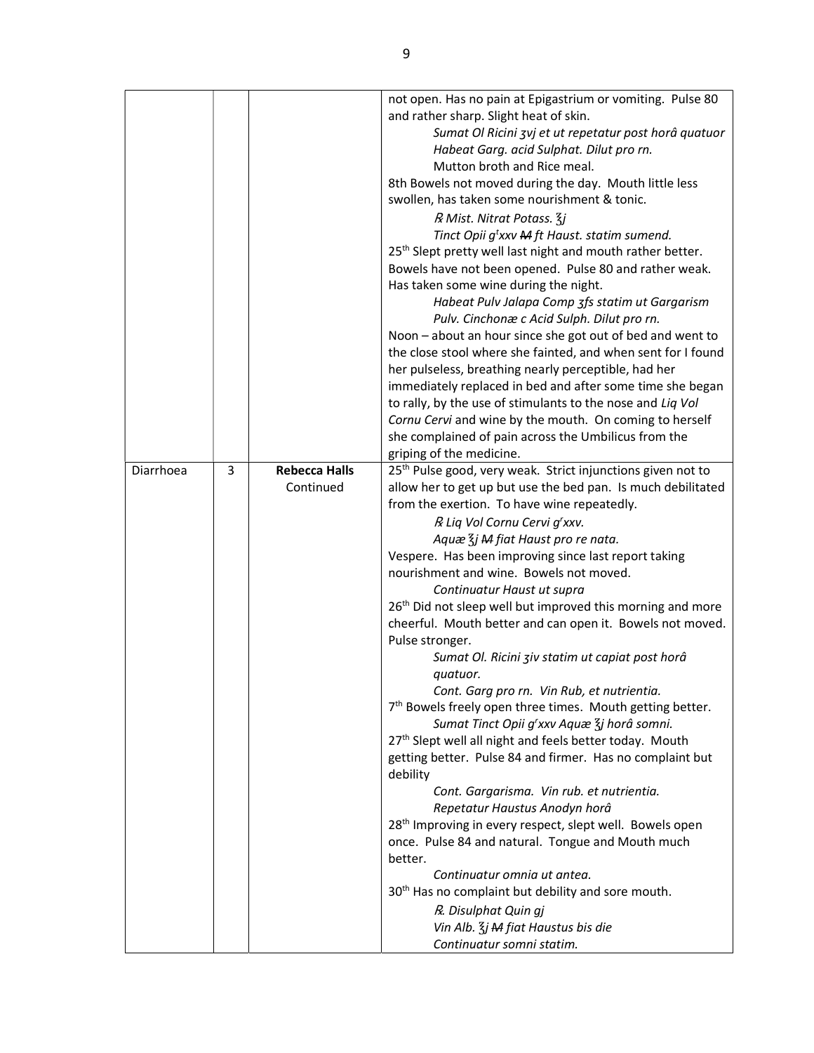| | | | |
|---|---|---|---|
| | | | not open. Has no pain at Epigastrium or vomiting. Pulse 80 and rather sharp. Slight heat of skin.<br>*Sumat Ol Ricini ʒvj et ut repetatur post horâ quatuor*<br>*Habeat Garg. acid Sulphat. Dilut pro rn.*<br>Mutton broth and Rice meal.<br>8th Bowels not moved during the day. Mouth little less swollen, has taken some nourishment & tonic.<br>*℞ Mist. Nitrat Potass. ℥j*<br>*Tinct Opii g<sup>t</sup>xxv ~~M~~ ft Haust. statim sumend.*<br>25th Slept pretty well last night and mouth rather better. Bowels have not been opened. Pulse 80 and rather weak. Has taken some wine during the night.<br>*Habeat Pulv Jalapa Comp ʒfs statim ut Gargarism*<br>*Pulv. Cinchonæ c Acid Sulph. Dilut pro rn.*<br>Noon – about an hour since she got out of bed and went to the close stool where she fainted, and when sent for I found her pulseless, breathing nearly perceptible, had her immediately replaced in bed and after some time she began to rally, by the use of stimulants to the nose and *Liq Vol Cornu Cervi* and wine by the mouth. On coming to herself she complained of pain across the Umbilicus from the griping of the medicine. |
| Diarrhoea | 3 | **Rebecca Halls**<br>Continued | 25th Pulse good, very weak. Strict injunctions given not to allow her to get up but use the bed pan. Is much debilitated from the exertion. To have wine repeatedly.<br>*℞ Liq Vol Cornu Cervi g<sup>r</sup>xxv.*<br>*Aquæ ℥j ~~M~~ fiat Haust pro re nata.*<br>Vespere. Has been improving since last report taking nourishment and wine. Bowels not moved.<br>*Continuatur Haust ut supra*<br>26th Did not sleep well but improved this morning and more cheerful. Mouth better and can open it. Bowels not moved. Pulse stronger.<br>*Sumat Ol. Ricini ʒiv statim ut capiat post horâ quatuor.*<br>*Cont. Garg pro rn. Vin Rub, et nutrientia.*<br>7th Bowels freely open three times. Mouth getting better.<br>*Sumat Tinct Opii g<sup>r</sup>xxv Aquæ ℥j horâ somni.*<br>27th Slept well all night and feels better today. Mouth getting better. Pulse 84 and firmer. Has no complaint but debility<br>*Cont. Gargarisma. Vin rub. et nutrientia.*<br>*Repetatur Haustus Anodyn horâ*<br>28th Improving in every respect, slept well. Bowels open once. Pulse 84 and natural. Tongue and Mouth much better.<br>*Continuatur omnia ut antea.*<br>30th Has no complaint but debility and sore mouth.<br>*℞. Disulphat Quin gj*<br>*Vin Alb. ℥j ~~M~~ fiat Haustus bis die*<br>*Continuatur somni statim.* |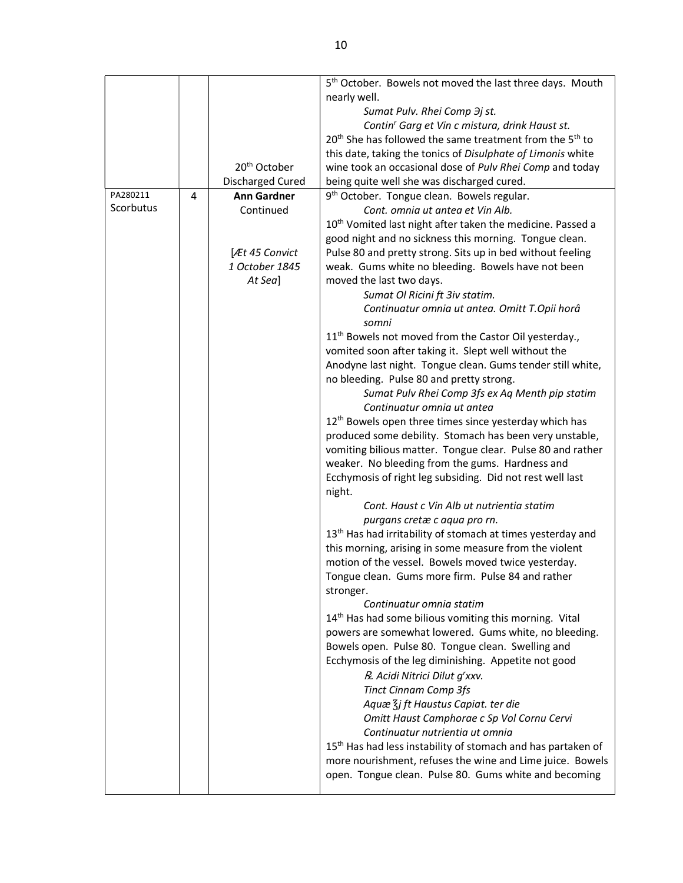| | | | |
|---|---|---|---|
| | | 20th October<br>Discharged Cured | 5th October. Bowels not moved the last three days. Mouth nearly well.<br>*Sumat Pulv. Rhei Comp ℈j st.*<br>*Continr Garg et Vin c mistura, drink Haust st.*<br>20th She has followed the same treatment from the 5th to this date, taking the tonics of *Disulphate of Limonis* white wine took an occasional dose of *Pulv Rhei Comp* and today being quite well she was discharged cured. |
| PA280211<br>Scorbutus | 4 | **Ann Gardner**<br>Continued<br><br>[*Æt 45 Convict*<br>*1 October 1845*<br>*At Sea*] | 9th October. Tongue clean. Bowels regular.<br>*Cont. omnia ut antea et Vin Alb.*<br>10th Vomited last night after taken the medicine. Passed a good night and no sickness this morning. Tongue clean. Pulse 80 and pretty strong. Sits up in bed without feeling weak. Gums white no bleeding. Bowels have not been moved the last two days.<br>*Sumat Ol Ricini ft 3iv statim.*<br>*Continuatur omnia ut antea. Omitt T.Opii horâ somni*<br>11th Bowels not moved from the Castor Oil yesterday., vomited soon after taking it. Slept well without the Anodyne last night. Tongue clean. Gums tender still white, no bleeding. Pulse 80 and pretty strong.<br>*Sumat Pulv Rhei Comp 3fs ex Aq Menth pip statim*<br>*Continuatur omnia ut antea*<br>12th Bowels open three times since yesterday which has produced some debility. Stomach has been very unstable, vomiting bilious matter. Tongue clear. Pulse 80 and rather weaker. No bleeding from the gums. Hardness and Ecchymosis of right leg subsiding. Did not rest well last night.<br>*Cont. Haust c Vin Alb ut nutrientia statim*<br>*purgans cretæ c aqua pro rn.*<br>13th Has had irritability of stomach at times yesterday and this morning, arising in some measure from the violent motion of the vessel. Bowels moved twice yesterday. Tongue clean. Gums more firm. Pulse 84 and rather stronger.<br>*Continuatur omnia statim*<br>14th Has had some bilious vomiting this morning. Vital powers are somewhat lowered. Gums white, no bleeding. Bowels open. Pulse 80. Tongue clean. Swelling and Ecchymosis of the leg diminishing. Appetite not good<br>*℞. Acidi Nitrici Dilut grxxv.*<br>*Tinct Cinnam Comp 3fs*<br>*Aquæ ℥j ft Haustus Capiat. ter die*<br>*Omitt Haust Camphorae c Sp Vol Cornu Cervi*<br>*Continuatur nutrientia ut omnia*<br>15th Has had less instability of stomach and has partaken of more nourishment, refuses the wine and Lime juice. Bowels open. Tongue clean. Pulse 80. Gums white and becoming |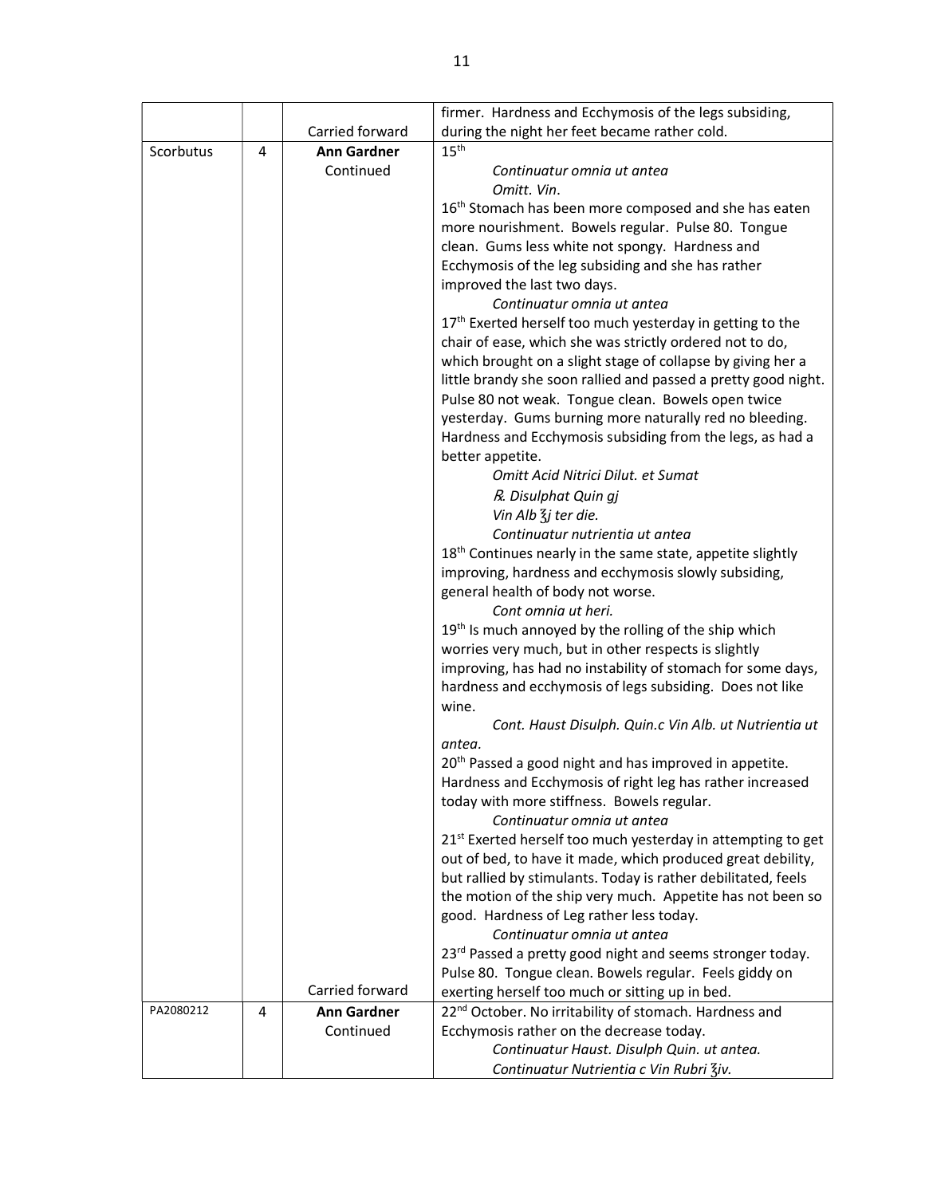| | | | firmer. Hardness and Ecchymosis of the legs subsiding, |
|---|---|---|---|
| | | Carried forward | during the night her feet became rather cold. |
| Scorbutus | 4 | **Ann Gardner** Continued | 15th<br>*Continuatur omnia ut antea*<br>*Omitt. Vin.*<br>16th Stomach has been more composed and she has eaten more nourishment. Bowels regular. Pulse 80. Tongue clean. Gums less white not spongy. Hardness and Ecchymosis of the leg subsiding and she has rather improved the last two days.<br>*Continuatur omnia ut antea*<br>17th Exerted herself too much yesterday in getting to the chair of ease, which she was strictly ordered not to do, which brought on a slight stage of collapse by giving her a little brandy she soon rallied and passed a pretty good night. Pulse 80 not weak. Tongue clean. Bowels open twice yesterday. Gums burning more naturally red no bleeding. Hardness and Ecchymosis subsiding from the legs, as had a better appetite.<br>*Omitt Acid Nitrici Dilut. et Sumat*<br>*℞. Disulphat Quin gj*<br>*Vin Alb ℥j ter die.*<br>*Continuatur nutrientia ut antea*<br>18th Continues nearly in the same state, appetite slightly improving, hardness and ecchymosis slowly subsiding, general health of body not worse.<br>*Cont omnia ut heri.*<br>19th Is much annoyed by the rolling of the ship which worries very much, but in other respects is slightly improving, has had no instability of stomach for some days, hardness and ecchymosis of legs subsiding. Does not like wine.<br>*Cont. Haust Disulph. Quin.c Vin Alb. ut Nutrientia ut antea.*<br>20th Passed a good night and has improved in appetite. Hardness and Ecchymosis of right leg has rather increased today with more stiffness. Bowels regular.<br>*Continuatur omnia ut antea*<br>21st Exerted herself too much yesterday in attempting to get out of bed, to have it made, which produced great debility, but rallied by stimulants. Today is rather debilitated, feels the motion of the ship very much. Appetite has not been so good. Hardness of Leg rather less today.<br>*Continuatur omnia ut antea*<br>23rd Passed a pretty good night and seems stronger today. Pulse 80. Tongue clean. Bowels regular. Feels giddy on |
| | | Carried forward | exerting herself too much or sitting up in bed. |
| PA2080212 | 4 | **Ann Gardner** Continued | 22nd October. No irritability of stomach. Hardness and Ecchymosis rather on the decrease today.<br>*Continuatur Haust. Disulph Quin. ut antea.*<br>*Continuatur Nutrientia c Vin Rubri ℥iv.* |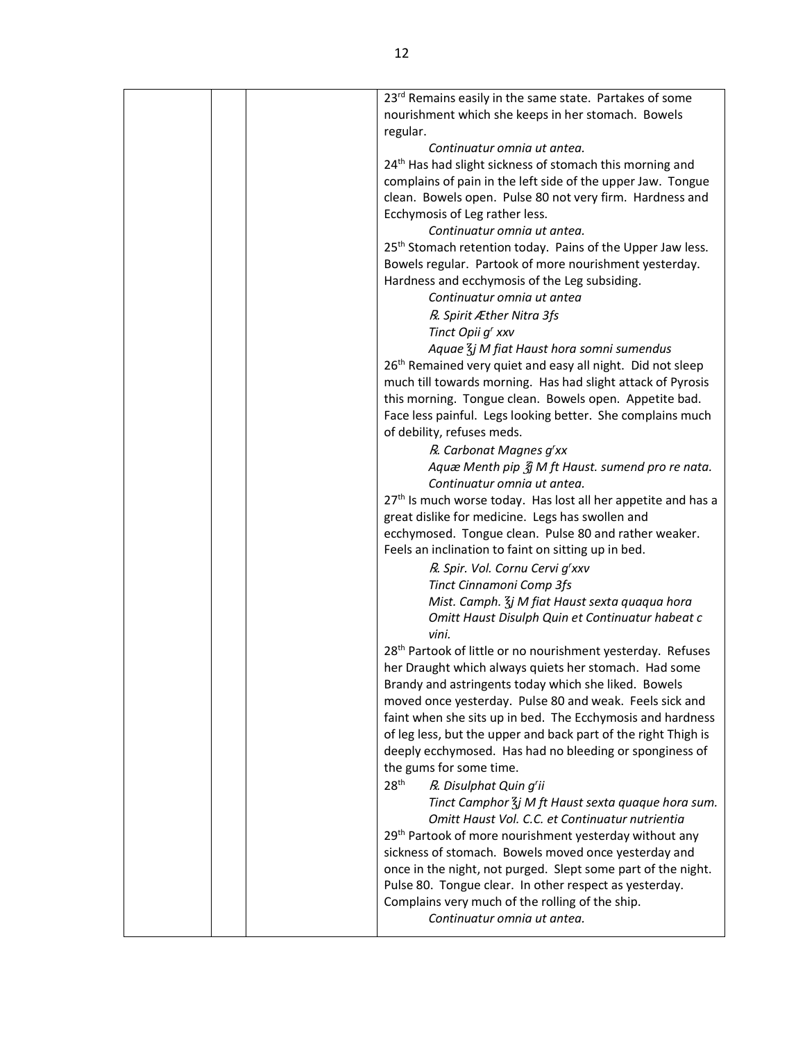| | | | |
|---|---|---|---|
| | | | 23rd Remains easily in the same state. Partakes of some nourishment which she keeps in her stomach. Bowels regular.<br>*Continuatur omnia ut antea.*<br>24th Has had slight sickness of stomach this morning and complains of pain in the left side of the upper Jaw. Tongue clean. Bowels open. Pulse 80 not very firm. Hardness and Ecchymosis of Leg rather less.<br>*Continuatur omnia ut antea.*<br>25th Stomach retention today. Pains of the Upper Jaw less. Bowels regular. Partook of more nourishment yesterday. Hardness and ecchymosis of the Leg subsiding.<br>*Continuatur omnia ut antea*<br>*℞. Spirit Æther Nitra 3fs*<br>*Tinct Opii gr xxv*<br>*Aquae ℥j M fiat Haust hora somni sumendus*<br>26th Remained very quiet and easy all night. Did not sleep much till towards morning. Has had slight attack of Pyrosis this morning. Tongue clean. Bowels open. Appetite bad. Face less painful. Legs looking better. She complains much of debility, refuses meds.<br>*℞. Carbonat Magnes grxx*<br>*Aquæ Menth pip ℥j M ft Haust. sumend pro re nata.*<br>*Continuatur omnia ut antea.*<br>27th Is much worse today. Has lost all her appetite and has a great dislike for medicine. Legs has swollen and ecchymosed. Tongue clean. Pulse 80 and rather weaker. Feels an inclination to faint on sitting up in bed.<br>*℞. Spir. Vol. Cornu Cervi grxxv*<br>*Tinct Cinnamoni Comp 3fs*<br>*Mist. Camph. ℥j M fiat Haust sexta quaqua hora*<br>*Omitt Haust Disulph Quin et Continuatur habeat c vini.*<br>28th Partook of little or no nourishment yesterday. Refuses her Draught which always quiets her stomach. Had some Brandy and astringents today which she liked. Bowels moved once yesterday. Pulse 80 and weak. Feels sick and faint when she sits up in bed. The Ecchymosis and hardness of leg less, but the upper and back part of the right Thigh is deeply ecchymosed. Has had no bleeding or sponginess of the gums for some time.<br>28th *℞. Disulphat Quin grii*<br>*Tinct Camphor ℥j M ft Haust sexta quaque hora sum.*<br>*Omitt Haust Vol. C.C. et Continuatur nutrientia*<br>29th Partook of more nourishment yesterday without any sickness of stomach. Bowels moved once yesterday and once in the night, not purged. Slept some part of the night. Pulse 80. Tongue clear. In other respect as yesterday. Complains very much of the rolling of the ship.<br>*Continuatur omnia ut antea.* |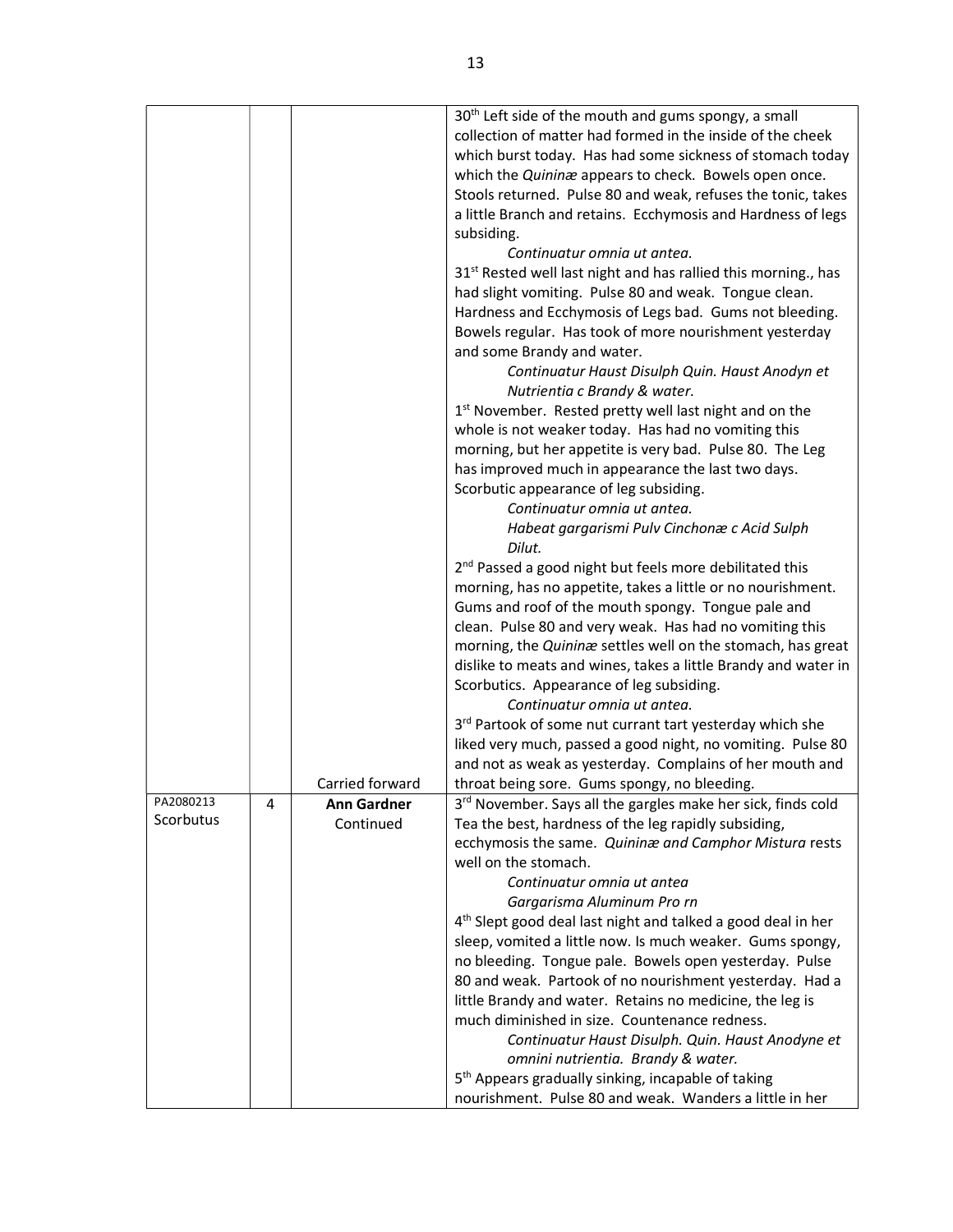| | | | |
|---|---|---|---|
| | | | 30th Left side of the mouth and gums spongy, a small collection of matter had formed in the inside of the cheek which burst today. Has had some sickness of stomach today which the *Quininæ* appears to check. Bowels open once. Stools returned. Pulse 80 and weak, refuses the tonic, takes a little Branch and retains. Ecchymosis and Hardness of legs subsiding.<br>*Continuatur omnia ut antea.*<br>31st Rested well last night and has rallied this morning., has had slight vomiting. Pulse 80 and weak. Tongue clean. Hardness and Ecchymosis of Legs bad. Gums not bleeding. Bowels regular. Has took of more nourishment yesterday and some Brandy and water.<br>*Continuatur Haust Disulph Quin. Haust Anodyn et Nutrientia c Brandy & water.*<br>1st November. Rested pretty well last night and on the whole is not weaker today. Has had no vomiting this morning, but her appetite is very bad. Pulse 80. The Leg has improved much in appearance the last two days. Scorbutic appearance of leg subsiding.<br>*Continuatur omnia ut antea.*<br>*Habeat gargarismi Pulv Cinchonæ c Acid Sulph Dilut.*<br>2nd Passed a good night but feels more debilitated this morning, has no appetite, takes a little or no nourishment. Gums and roof of the mouth spongy. Tongue pale and clean. Pulse 80 and very weak. Has had no vomiting this morning, the *Quininæ* settles well on the stomach, has great dislike to meats and wines, takes a little Brandy and water in Scorbutics. Appearance of leg subsiding.<br>*Continuatur omnia ut antea.*<br>3rd Partook of some nut currant tart yesterday which she liked very much, passed a good night, no vomiting. Pulse 80 and not as weak as yesterday. Complains of her mouth and |
| | | Carried forward | throat being sore. Gums spongy, no bleeding. |
| PA2080213<br>Scorbutus | 4 | **Ann Gardner**<br>Continued | 3rd November. Says all the gargles make her sick, finds cold Tea the best, hardness of the leg rapidly subsiding, ecchymosis the same. *Quininæ and Camphor Mistura* rests well on the stomach.<br>*Continuatur omnia ut antea*<br>*Gargarisma Aluminum Pro rn*<br>4th Slept good deal last night and talked a good deal in her sleep, vomited a little now. Is much weaker. Gums spongy, no bleeding. Tongue pale. Bowels open yesterday. Pulse 80 and weak. Partook of no nourishment yesterday. Had a little Brandy and water. Retains no medicine, the leg is much diminished in size. Countenance redness.<br>*Continuatur Haust Disulph. Quin. Haust Anodyne et omnini nutrientia. Brandy & water.*<br>5th Appears gradually sinking, incapable of taking nourishment. Pulse 80 and weak. Wanders a little in her |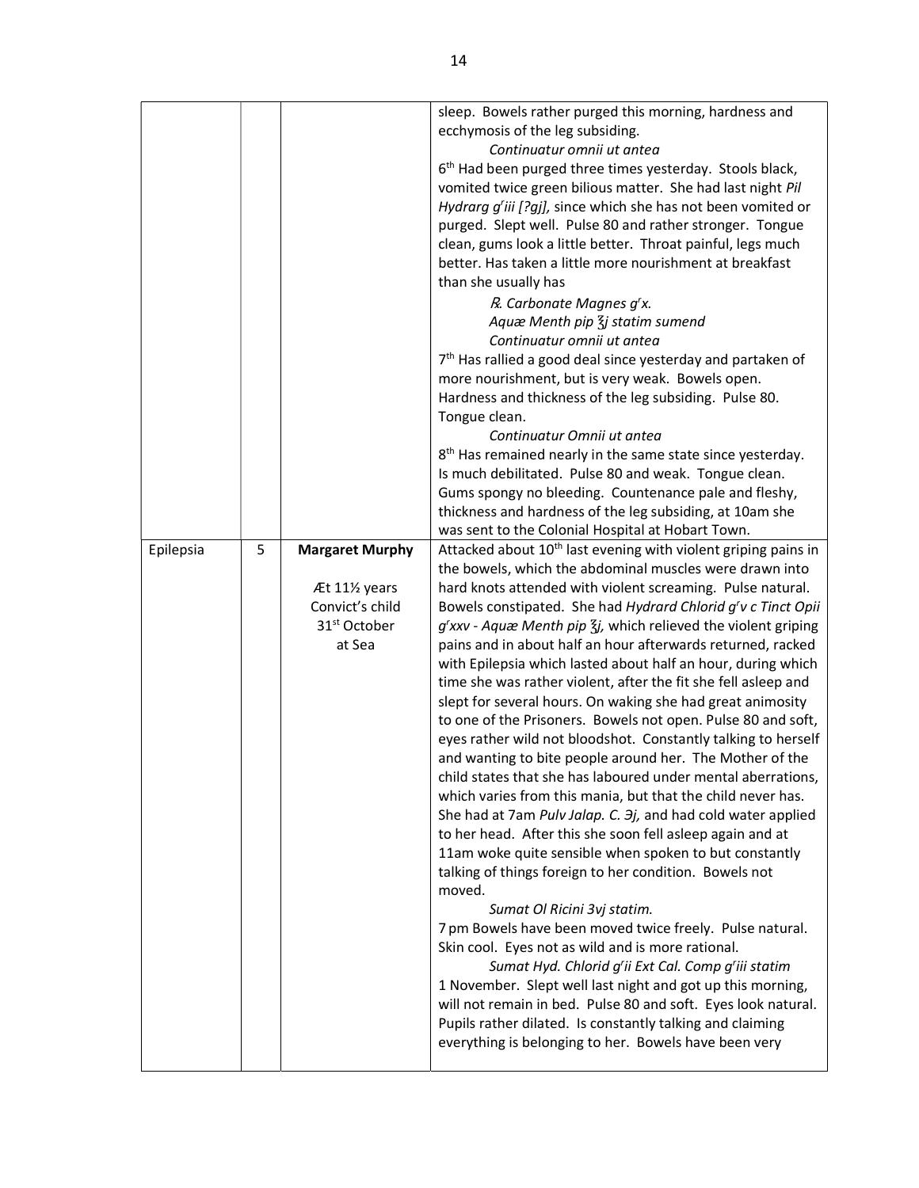| | | | |
|---|---|---|---|
| | | | sleep. Bowels rather purged this morning, hardness and ecchymosis of the leg subsiding.<br>*Continuatur omnii ut antea*<br>6th Had been purged three times yesterday. Stools black, vomited twice green bilious matter. She had last night *Pil Hydrarg gʳiii [?gj],* since which she has not been vomited or purged. Slept well. Pulse 80 and rather stronger. Tongue clean, gums look a little better. Throat painful, legs much better. Has taken a little more nourishment at breakfast than she usually has<br>*℞. Carbonate Magnes gʳx.*<br>*Aquæ Menth pip ℥j statim sumend*<br>*Continuatur omnii ut antea*<br>7th Has rallied a good deal since yesterday and partaken of more nourishment, but is very weak. Bowels open. Hardness and thickness of the leg subsiding. Pulse 80. Tongue clean.<br>*Continuatur Omnii ut antea*<br>8th Has remained nearly in the same state since yesterday. Is much debilitated. Pulse 80 and weak. Tongue clean. Gums spongy no bleeding. Countenance pale and fleshy, thickness and hardness of the leg subsiding, at 10am she was sent to the Colonial Hospital at Hobart Town. |
| Epilepsia | 5 | **Margaret Murphy**<br><br>Æt 11½ years<br>Convict's child<br>31st October<br>at Sea | Attacked about 10th last evening with violent griping pains in the bowels, which the abdominal muscles were drawn into hard knots attended with violent screaming. Pulse natural. Bowels constipated. She had *Hydrard Chlorid gʳv c Tinct Opii gʳxxv - Aquæ Menth pip ℥j,* which relieved the violent griping pains and in about half an hour afterwards returned, racked with Epilepsia which lasted about half an hour, during which time she was rather violent, after the fit she fell asleep and slept for several hours. On waking she had great animosity to one of the Prisoners. Bowels not open. Pulse 80 and soft, eyes rather wild not bloodshot. Constantly talking to herself and wanting to bite people around her. The Mother of the child states that she has laboured under mental aberrations, which varies from this mania, but that the child never has. She had at 7am *Pulv Jalap. C. ℈j,* and had cold water applied to her head. After this she soon fell asleep again and at 11am woke quite sensible when spoken to but constantly talking of things foreign to her condition. Bowels not moved.<br>*Sumat Ol Ricini 3vj statim.*<br>7 pm Bowels have been moved twice freely. Pulse natural. Skin cool. Eyes not as wild and is more rational.<br>*Sumat Hyd. Chlorid gʳii Ext Cal. Comp gʳiii statim*<br>1 November. Slept well last night and got up this morning, will not remain in bed. Pulse 80 and soft. Eyes look natural. Pupils rather dilated. Is constantly talking and claiming everything is belonging to her. Bowels have been very |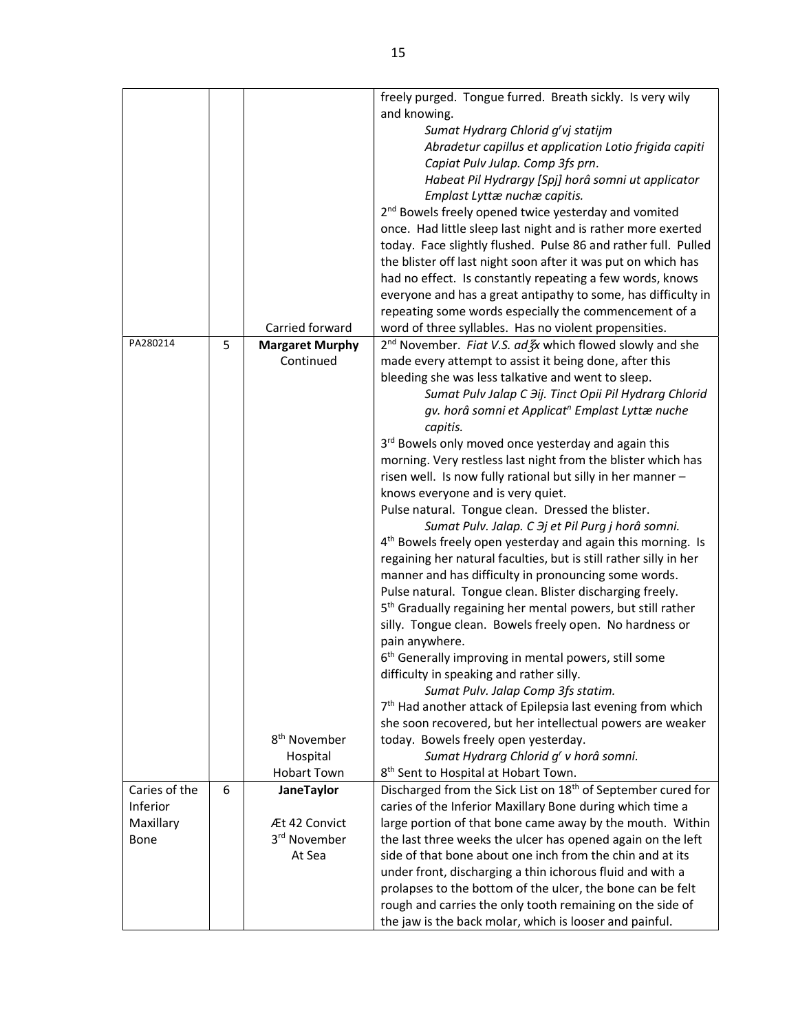| | | | |
|---|---|---|---|
| | | Carried forward | freely purged. Tongue furred. Breath sickly. Is very wily and knowing. <br> *Sumat Hydrarg Chlorid gʳvj statijm* <br> *Abradetur capillus et application Lotio frigida capiti* <br> *Capiat Pulv Julap. Comp 3fs prn.* <br> *Habeat Pil Hydrargy [Spj] horâ somni ut applicator Emplast Lyttæ nuchæ capitis.* <br> 2nd Bowels freely opened twice yesterday and vomited once. Had little sleep last night and is rather more exerted today. Face slightly flushed. Pulse 86 and rather full. Pulled the blister off last night soon after it was put on which has had no effect. Is constantly repeating a few words, knows everyone and has a great antipathy to some, has difficulty in repeating some words especially the commencement of a word of three syllables. Has no violent propensities. |
| PA280214 | 5 | **Margaret Murphy** <br> Continued <br><br><br><br><br><br><br><br><br><br><br><br><br><br><br><br><br><br><br><br><br> 8th November <br> Hospital <br> Hobart Town | 2nd November. *Fiat V.S. ad ℥x* which flowed slowly and she made every attempt to assist it being done, after this bleeding she was less talkative and went to sleep. <br> *Sumat Pulv Jalap C Эij. Tinct Opii Pil Hydrarg Chlorid gv. horâ somni et Applicatⁿ Emplast Lyttæ nuche capitis.* <br> 3rd Bowels only moved once yesterday and again this morning. Very restless last night from the blister which has risen well. Is now fully rational but silly in her manner – knows everyone and is very quiet. <br> Pulse natural. Tongue clean. Dressed the blister. <br> *Sumat Pulv. Jalap. C Эj et Pil Purg j horâ somni.* <br> 4th Bowels freely open yesterday and again this morning. Is regaining her natural faculties, but is still rather silly in her manner and has difficulty in pronouncing some words. Pulse natural. Tongue clean. Blister discharging freely. <br> 5th Gradually regaining her mental powers, but still rather silly. Tongue clean. Bowels freely open. No hardness or pain anywhere. <br> 6th Generally improving in mental powers, still some difficulty in speaking and rather silly. <br> *Sumat Pulv. Jalap Comp 3fs statim.* <br> 7th Had another attack of Epilepsia last evening from which she soon recovered, but her intellectual powers are weaker today. Bowels freely open yesterday. <br> *Sumat Hydrarg Chlorid gʳ v horâ somni.* <br> 8th Sent to Hospital at Hobart Town. |
| Caries of the Inferior Maxillary Bone | 6 | **JaneTaylor** <br><br> Æt 42 Convict <br> 3rd November <br> At Sea | Discharged from the Sick List on 18th of September cured for caries of the Inferior Maxillary Bone during which time a large portion of that bone came away by the mouth. Within the last three weeks the ulcer has opened again on the left side of that bone about one inch from the chin and at its under front, discharging a thin ichorous fluid and with a prolapses to the bottom of the ulcer, the bone can be felt rough and carries the only tooth remaining on the side of the jaw is the back molar, which is looser and painful. |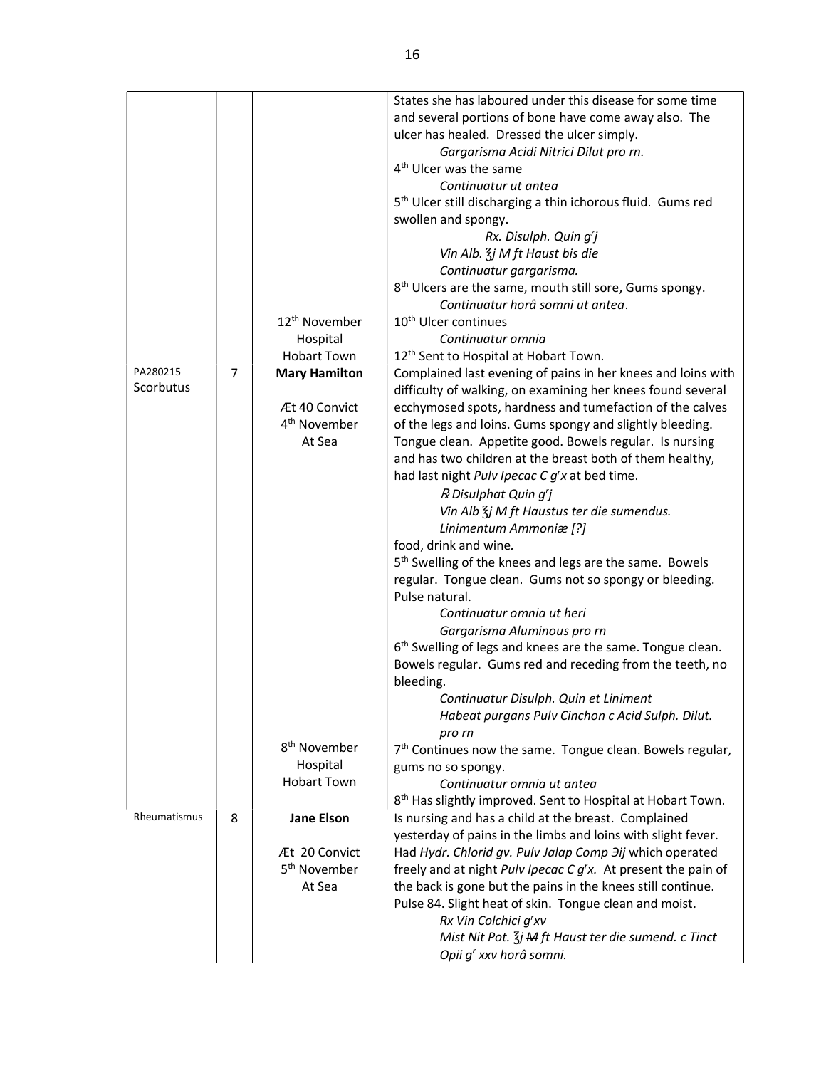| | | | |
|---|---|---|---|
| | | | States she has laboured under this disease for some time and several portions of bone have come away also. The ulcer has healed. Dressed the ulcer simply.<br>*Gargarisma Acidi Nitrici Dilut pro rn.*<br>4th Ulcer was the same<br>*Continuatur ut antea*<br>5th Ulcer still discharging a thin ichorous fluid. Gums red swollen and spongy.<br>*Rx. Disulph. Quin grj*<br>*Vin Alb. ℥j M ft Haust bis die*<br>*Continuatur gargarisma.*<br>8th Ulcers are the same, mouth still sore, Gums spongy.<br>*Continuatur horâ somni ut antea*.<br>10th Ulcer continues<br>*Continuatur omnia*<br>12th Sent to Hospital at Hobart Town. |
| | | 12th November<br>Hospital<br>Hobart Town | |
| PA280215<br>Scorbutus | 7 | **Mary Hamilton**<br><br>Æt 40 Convict<br>4th November<br>At Sea<br><br>8th November<br>Hospital<br>Hobart Town | Complained last evening of pains in her knees and loins with difficulty of walking, on examining her knees found several ecchymosed spots, hardness and tumefaction of the calves of the legs and loins. Gums spongy and slightly bleeding. Tongue clean. Appetite good. Bowels regular. Is nursing and has two children at the breast both of them healthy, had last night *Pulv Ipecac C grx* at bed time.<br>*℞ Disulphat Quin grj*<br>*Vin Alb ℥j M ft Haustus ter die sumendus.*<br>*Linimentum Ammoniæ [?]*<br>food, drink and wine.<br>5th Swelling of the knees and legs are the same. Bowels regular. Tongue clean. Gums not so spongy or bleeding. Pulse natural.<br>*Continuatur omnia ut heri*<br>*Gargarisma Aluminous pro rn*<br>6th Swelling of legs and knees are the same. Tongue clean. Bowels regular. Gums red and receding from the teeth, no bleeding.<br>*Continuatur Disulph. Quin et Liniment*<br>*Habeat purgans Pulv Cinchon c Acid Sulph. Dilut. pro rn*<br>7th Continues now the same. Tongue clean. Bowels regular, gums no so spongy.<br>*Continuatur omnia ut antea*<br>8th Has slightly improved. Sent to Hospital at Hobart Town. |
| Rheumatismus | 8 | **Jane Elson**<br><br>Æt 20 Convict<br>5th November<br>At Sea | Is nursing and has a child at the breast. Complained yesterday of pains in the limbs and loins with slight fever. Had *Hydr. Chlorid gv. Pulv Jalap Comp ℈ij* which operated freely and at night *Pulv Ipecac C grx.* At present the pain of the back is gone but the pains in the knees still continue. Pulse 84. Slight heat of skin. Tongue clean and moist.<br>*Rx Vin Colchici grxv*<br>*Mist Nit Pot. ℥j ~~M~~ ft Haust ter die sumend. c Tinct Opii gr xxv horâ somni.* |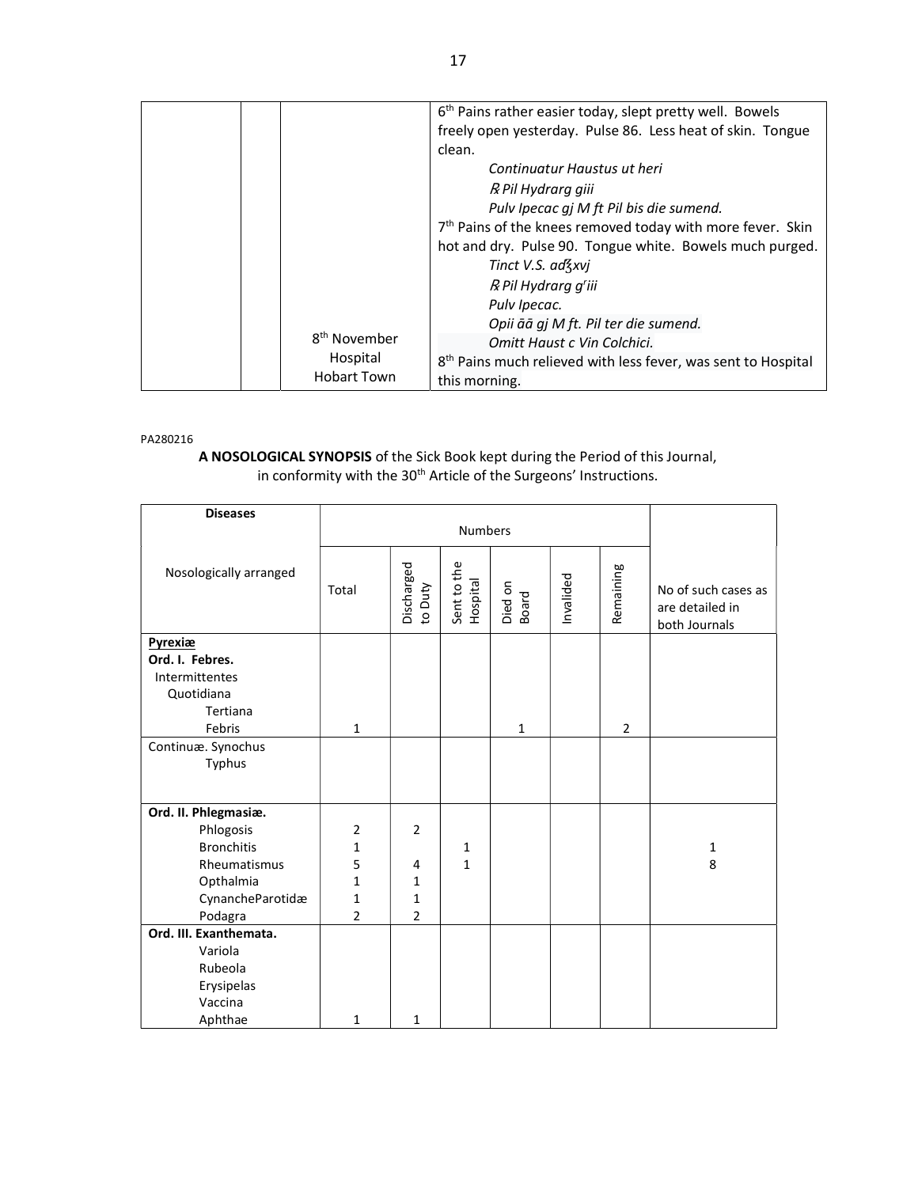|  |  |  |  |
|---|---|---|---|
|  |  |  | 6th Pains rather easier today, slept pretty well. Bowels freely open yesterday. Pulse 86. Less heat of skin. Tongue clean.<br>*Continuatur Haustus ut heri*<br>*℞ Pil Hydrarg giii*<br>*Pulv Ipecac gj M ft Pil bis die sumend.*<br>7th Pains of the knees removed today with more fever. Skin hot and dry. Pulse 90. Tongue white. Bowels much purged.<br>*Tinct V.S. adʒxvj*<br>*℞ Pil Hydrarg griii*<br>*Pulv Ipecac.*<br>*Opii āā gj M ft. Pil ter die sumend.*<br>*Omitt Haust c Vin Colchici.* |
|  |  | 8th November Hospital Hobart Town | 8th Pains much relieved with less fever, was sent to Hospital this morning. |

PA280216

**A NOSOLOGICAL SYNOPSIS** of the Sick Book kept during the Period of this Journal, in conformity with the 30th Article of the Surgeons' Instructions.

| **Diseases**<br>Nosologically arranged | Numbers | | | | | | No of such cases as are detailed in both Journals |
|---|---|---|---|---|---|---|---|
| | Total | Discharged to Duty | Sent to the Hospital | Died on Board | Invalided | Remaining | |
| **Pyrexiæ**<br>**Ord. I. Febres.**<br>Intermittentes<br>Quotidiana<br>Tertiana<br>Febris | 1 | | | 1 | | 2 | |
| Continuæ. Synochus<br>Typhus | | | | | | | |
| **Ord. II. Phlegmasiæ.** | | | | | | | |
| Phlogosis | 2 | 2 | | | | | |
| Bronchitis | 1 | | 1 | | | | 1 |
| Rheumatismus | 5 | 4 | 1 | | | | 8 |
| Opthalmia | 1 | 1 | | | | | |
| CynancheParotidæ | 1 | 1 | | | | | |
| Podagra | 2 | 2 | | | | | |
| **Ord. III. Exanthemata.**<br>Variola<br>Rubeola<br>Erysipelas<br>Vaccina<br>Aphthae | 1 | 1 | | | | | |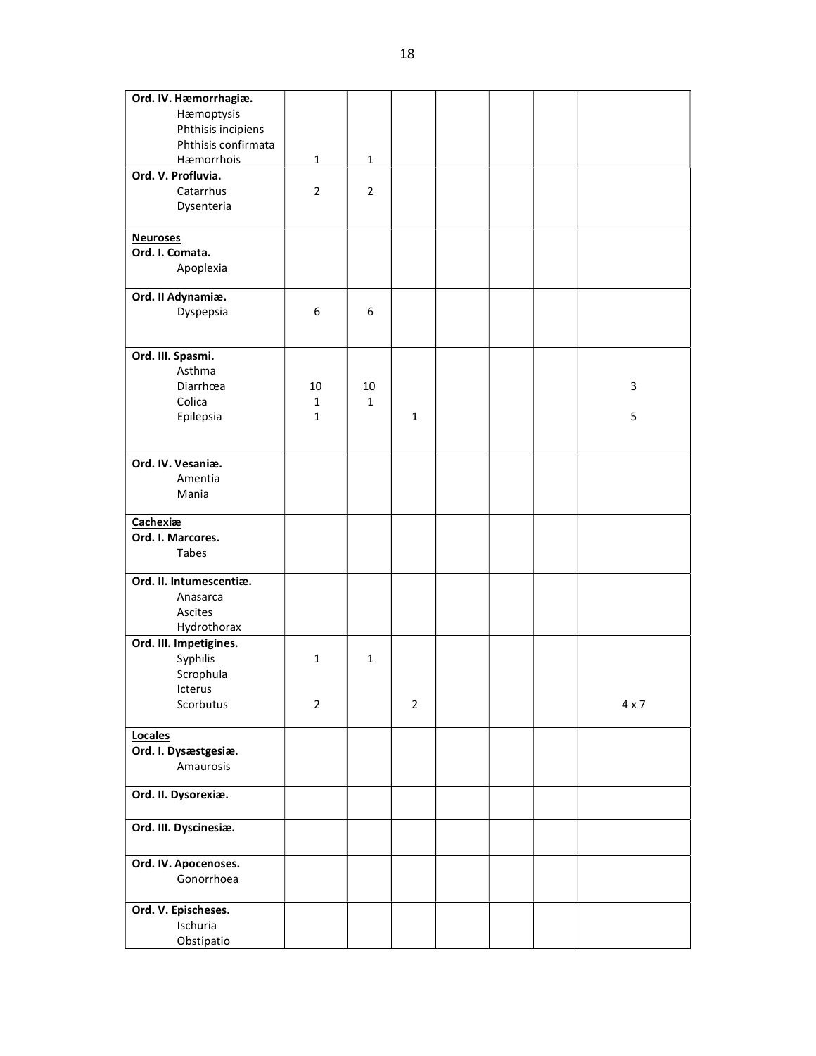| | | | | | | | |
|---|---|---|---|---|---|---|---|
| **Ord. IV. Hæmorrhagiæ.** | | | | | | | |
| Hæmoptysis | | | | | | | |
| Phthisis incipiens | | | | | | | |
| Phthisis confirmata | | | | | | | |
| Hæmorrhois | 1 | 1 | | | | | |
| **Ord. V. Profluvia.** | | | | | | | |
| Catarrhus | 2 | 2 | | | | | |
| Dysenteria | | | | | | | |
| **<u>Neuroses</u>** | | | | | | | |
| **Ord. I. Comata.** | | | | | | | |
| Apoplexia | | | | | | | |
| **Ord. II Adynamiæ.** | | | | | | | |
| Dyspepsia | 6 | 6 | | | | | |
| **Ord. III. Spasmi.** | | | | | | | |
| Asthma | | | | | | | |
| Diarrhœa | 10 | 10 | | | | | 3 |
| Colica | 1 | 1 | | | | | |
| Epilepsia | 1 | | 1 | | | | 5 |
| **Ord. IV. Vesaniæ.** | | | | | | | |
| Amentia | | | | | | | |
| Mania | | | | | | | |
| **<u>Cachexiæ</u>** | | | | | | | |
| **Ord. I. Marcores.** | | | | | | | |
| Tabes | | | | | | | |
| **Ord. II. Intumescentiæ.** | | | | | | | |
| Anasarca | | | | | | | |
| Ascites | | | | | | | |
| Hydrothorax | | | | | | | |
| **Ord. III. Impetigines.** | | | | | | | |
| Syphilis | 1 | 1 | | | | | |
| Scrophula | | | | | | | |
| Icterus | | | | | | | |
| Scorbutus | 2 | | 2 | | | | 4 x 7 |
| **<u>Locales</u>** | | | | | | | |
| **Ord. I. Dysæstgesiæ.** | | | | | | | |
| Amaurosis | | | | | | | |
| **Ord. II. Dysorexiæ.** | | | | | | | |
| **Ord. III. Dyscinesiæ.** | | | | | | | |
| **Ord. IV. Apocenoses.** | | | | | | | |
| Gonorrhoea | | | | | | | |
| **Ord. V. Epischeses.** | | | | | | | |
| Ischuria | | | | | | | |
| Obstipatio | | | | | | | |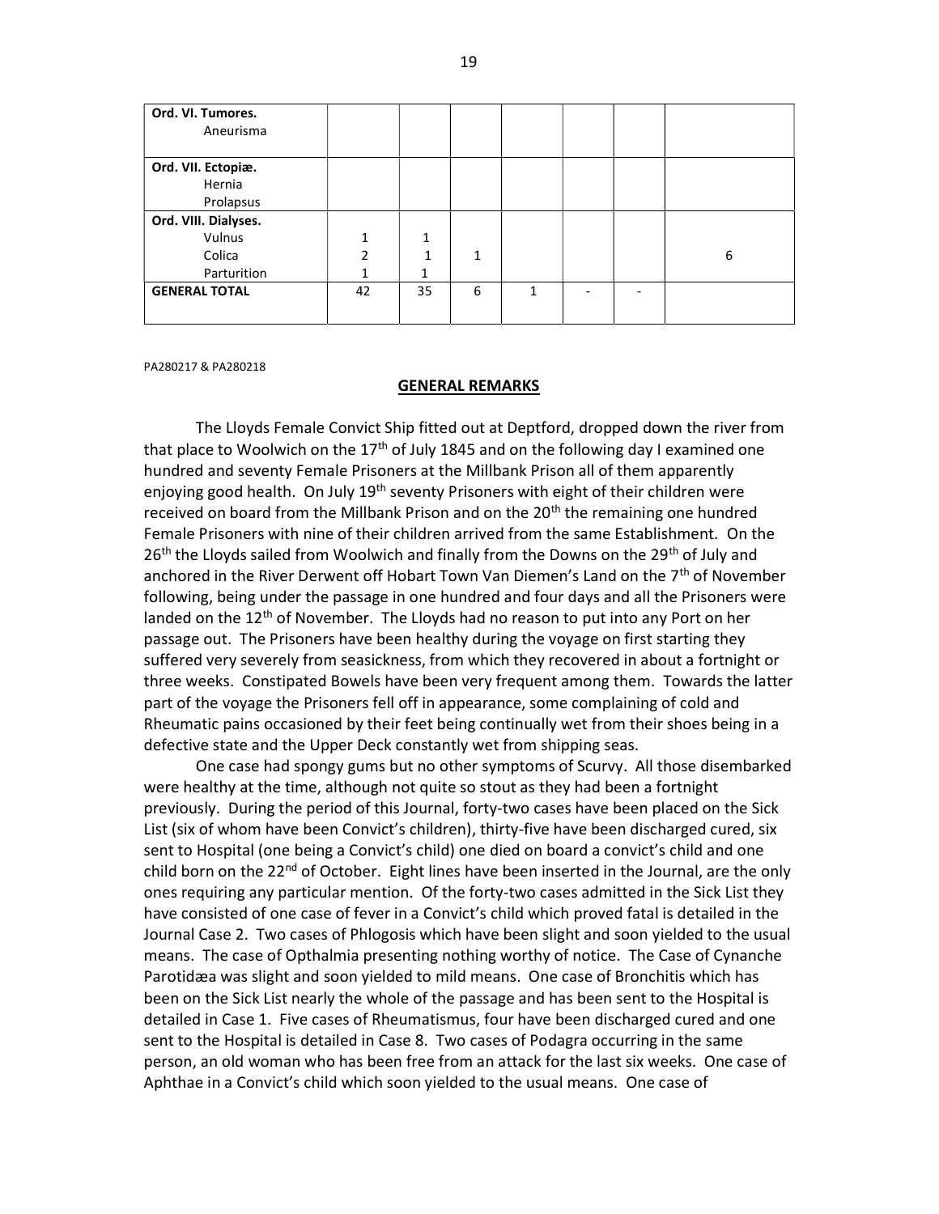| | | | | | | | |
|---|---|---|---|---|---|---|---|
| **Ord. VI. Tumores.**<br>Aneurisma | | | | | | | |
| **Ord. VII. Ectopiæ.**<br>Hernia<br>Prolapsus | | | | | | | |
| **Ord. VIII. Dialyses.**<br>Vulnus<br>Colica<br>Parturition | 1<br>2<br>1 | 1<br>1<br>1 | <br>1<br> | | | | <br>6<br> |
| **GENERAL TOTAL** | 42 | 35 | 6 | 1 | - | - | |

PA280217 & PA280218

## GENERAL REMARKS

The Lloyds Female Convict Ship fitted out at Deptford, dropped down the river from that place to Woolwich on the 17th of July 1845 and on the following day I examined one hundred and seventy Female Prisoners at the Millbank Prison all of them apparently enjoying good health. On July 19th seventy Prisoners with eight of their children were received on board from the Millbank Prison and on the 20th the remaining one hundred Female Prisoners with nine of their children arrived from the same Establishment. On the 26th the Lloyds sailed from Woolwich and finally from the Downs on the 29th of July and anchored in the River Derwent off Hobart Town Van Diemen's Land on the 7th of November following, being under the passage in one hundred and four days and all the Prisoners were landed on the 12th of November. The Lloyds had no reason to put into any Port on her passage out. The Prisoners have been healthy during the voyage on first starting they suffered very severely from seasickness, from which they recovered in about a fortnight or three weeks. Constipated Bowels have been very frequent among them. Towards the latter part of the voyage the Prisoners fell off in appearance, some complaining of cold and Rheumatic pains occasioned by their feet being continually wet from their shoes being in a defective state and the Upper Deck constantly wet from shipping seas.

One case had spongy gums but no other symptoms of Scurvy. All those disembarked were healthy at the time, although not quite so stout as they had been a fortnight previously. During the period of this Journal, forty-two cases have been placed on the Sick List (six of whom have been Convict's children), thirty-five have been discharged cured, six sent to Hospital (one being a Convict's child) one died on board a convict's child and one child born on the 22nd of October. Eight lines have been inserted in the Journal, are the only ones requiring any particular mention. Of the forty-two cases admitted in the Sick List they have consisted of one case of fever in a Convict's child which proved fatal is detailed in the Journal Case 2. Two cases of Phlogosis which have been slight and soon yielded to the usual means. The case of Opthalmia presenting nothing worthy of notice. The Case of Cynanche Parotidæa was slight and soon yielded to mild means. One case of Bronchitis which has been on the Sick List nearly the whole of the passage and has been sent to the Hospital is detailed in Case 1. Five cases of Rheumatismus, four have been discharged cured and one sent to the Hospital is detailed in Case 8. Two cases of Podagra occurring in the same person, an old woman who has been free from an attack for the last six weeks. One case of Aphthae in a Convict's child which soon yielded to the usual means. One case of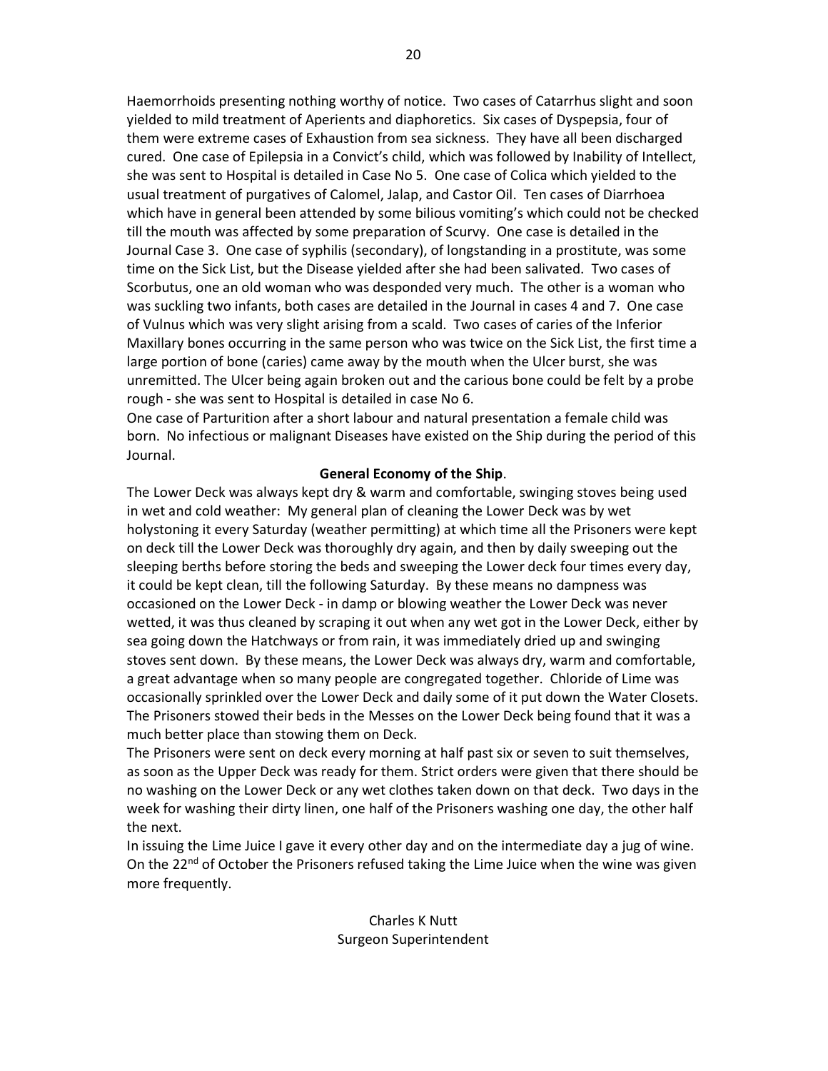Haemorrhoids presenting nothing worthy of notice. Two cases of Catarrhus slight and soon yielded to mild treatment of Aperients and diaphoretics. Six cases of Dyspepsia, four of them were extreme cases of Exhaustion from sea sickness. They have all been discharged cured. One case of Epilepsia in a Convict's child, which was followed by Inability of Intellect, she was sent to Hospital is detailed in Case No 5. One case of Colica which yielded to the usual treatment of purgatives of Calomel, Jalap, and Castor Oil. Ten cases of Diarrhoea which have in general been attended by some bilious vomiting's which could not be checked till the mouth was affected by some preparation of Scurvy. One case is detailed in the Journal Case 3. One case of syphilis (secondary), of longstanding in a prostitute, was some time on the Sick List, but the Disease yielded after she had been salivated. Two cases of Scorbutus, one an old woman who was desponded very much. The other is a woman who was suckling two infants, both cases are detailed in the Journal in cases 4 and 7. One case of Vulnus which was very slight arising from a scald. Two cases of caries of the Inferior Maxillary bones occurring in the same person who was twice on the Sick List, the first time a large portion of bone (caries) came away by the mouth when the Ulcer burst, she was unremitted. The Ulcer being again broken out and the carious bone could be felt by a probe rough - she was sent to Hospital is detailed in case No 6.

One case of Parturition after a short labour and natural presentation a female child was born. No infectious or malignant Diseases have existed on the Ship during the period of this Journal.

**General Economy of the Ship**.

The Lower Deck was always kept dry & warm and comfortable, swinging stoves being used in wet and cold weather: My general plan of cleaning the Lower Deck was by wet holystoning it every Saturday (weather permitting) at which time all the Prisoners were kept on deck till the Lower Deck was thoroughly dry again, and then by daily sweeping out the sleeping berths before storing the beds and sweeping the Lower deck four times every day, it could be kept clean, till the following Saturday. By these means no dampness was occasioned on the Lower Deck - in damp or blowing weather the Lower Deck was never wetted, it was thus cleaned by scraping it out when any wet got in the Lower Deck, either by sea going down the Hatchways or from rain, it was immediately dried up and swinging stoves sent down. By these means, the Lower Deck was always dry, warm and comfortable, a great advantage when so many people are congregated together. Chloride of Lime was occasionally sprinkled over the Lower Deck and daily some of it put down the Water Closets. The Prisoners stowed their beds in the Messes on the Lower Deck being found that it was a much better place than stowing them on Deck.

The Prisoners were sent on deck every morning at half past six or seven to suit themselves, as soon as the Upper Deck was ready for them. Strict orders were given that there should be no washing on the Lower Deck or any wet clothes taken down on that deck. Two days in the week for washing their dirty linen, one half of the Prisoners washing one day, the other half the next.

In issuing the Lime Juice I gave it every other day and on the intermediate day a jug of wine. On the 22nd of October the Prisoners refused taking the Lime Juice when the wine was given more frequently.

Charles K Nutt
Surgeon Superintendent